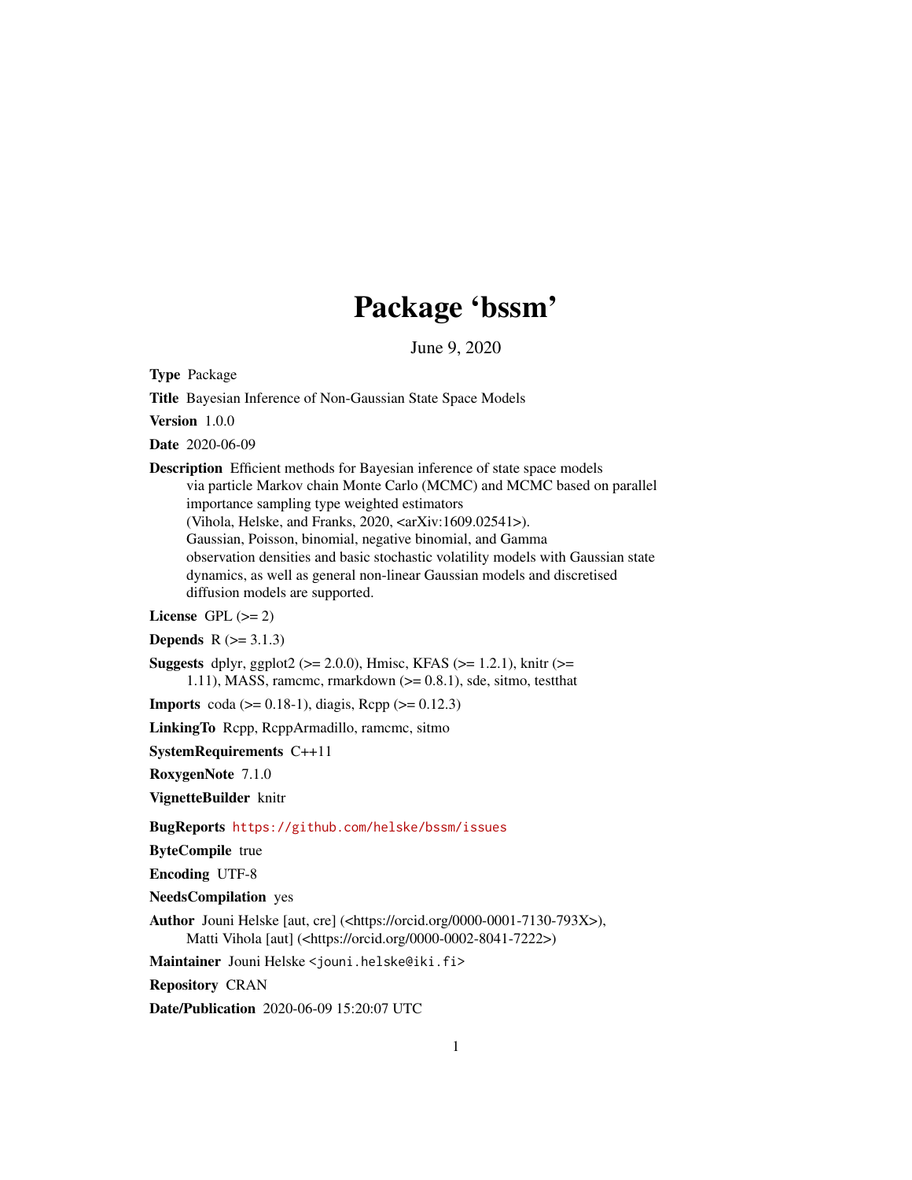# Package 'bssm'

June 9, 2020

**Type** Package

**Title** Bayesian Inference of Non-Gaussian State Space Models

**Version** 1.0.0

**Date** 2020-06-09

**Description** Efficient methods for Bayesian inference of state space models via particle Markov chain Monte Carlo (MCMC) and MCMC based on parallel importance sampling type weighted estimators (Vihola, Helske, and Franks, 2020, <arXiv:1609.02541>). Gaussian, Poisson, binomial, negative binomial, and Gamma observation densities and basic stochastic volatility models with Gaussian state dynamics, as well as general non-linear Gaussian models and discretised diffusion models are supported.

**License** GPL (>= 2)

**Depends** R (>= 3.1.3)

**Suggests** dplyr, ggplot2 (>= 2.0.0), Hmisc, KFAS (>= 1.2.1), knitr (>= 1.11), MASS, ramcmc, rmarkdown (>= 0.8.1), sde, sitmo, testthat

**Imports** coda (>= 0.18-1), diagis, Rcpp (>= 0.12.3)

**LinkingTo** Rcpp, RcppArmadillo, ramcmc, sitmo

**SystemRequirements** C++11

**RoxygenNote** 7.1.0

**VignetteBuilder** knitr

**BugReports** https://github.com/helske/bssm/issues

**ByteCompile** true

**Encoding** UTF-8

**NeedsCompilation** yes

**Author** Jouni Helske [aut, cre] (<https://orcid.org/0000-0001-7130-793X>), Matti Vihola [aut] (<https://orcid.org/0000-0002-8041-7222>)

**Maintainer** Jouni Helske <jouni.helske@iki.fi>

**Repository** CRAN

**Date/Publication** 2020-06-09 15:20:07 UTC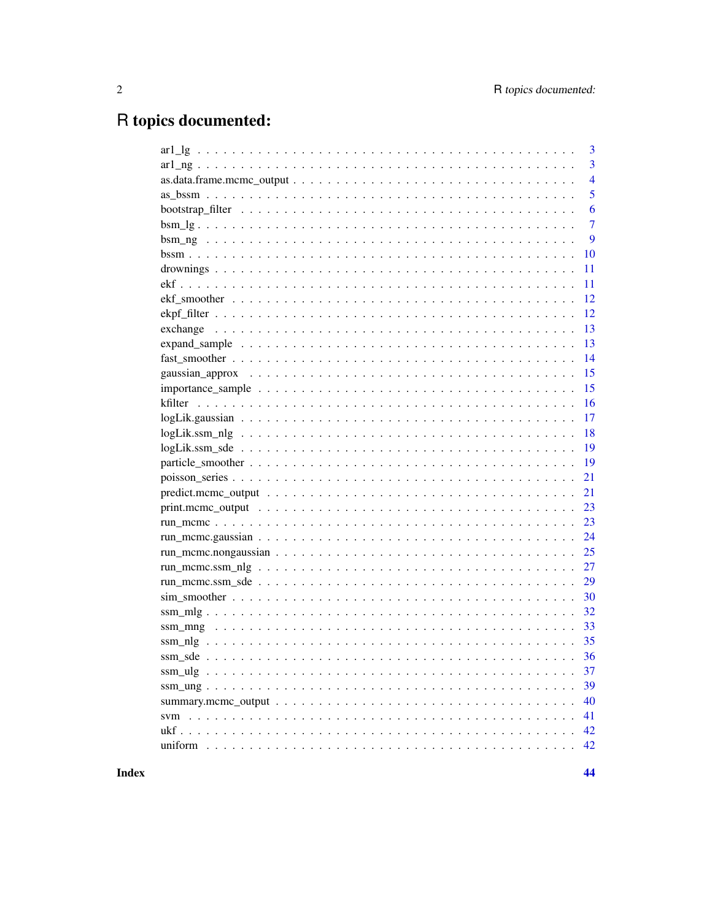# R topics documented:

| | |
|---|---|
| ar1_lg | 3 |
| ar1_ng | 3 |
| as.data.frame.mcmc_output | 4 |
| as_bssm | 5 |
| bootstrap_filter | 6 |
| bsm_lg | 7 |
| bsm_ng | 9 |
| bssm | 10 |
| drownings | 11 |
| ekf | 11 |
| ekf_smoother | 12 |
| ekpf_filter | 12 |
| exchange | 13 |
| expand_sample | 13 |
| fast_smoother | 14 |
| gaussian_approx | 15 |
| importance_sample | 15 |
| kfilter | 16 |
| logLik.gaussian | 17 |
| logLik.ssm_nlg | 18 |
| logLik.ssm_sde | 19 |
| particle_smoother | 19 |
| poisson_series | 21 |
| predict.mcmc_output | 21 |
| print.mcmc_output | 23 |
| run_mcmc | 23 |
| run_mcmc.gaussian | 24 |
| run_mcmc.nongaussian | 25 |
| run_mcmc.ssm_nlg | 27 |
| run_mcmc.ssm_sde | 29 |
| sim_smoother | 30 |
| ssm_mlg | 32 |
| ssm_mng | 33 |
| ssm_nlg | 35 |
| ssm_sde | 36 |
| ssm_ulg | 37 |
| ssm_ung | 39 |
| summary.mcmc_output | 40 |
| svm | 41 |
| ukf | 42 |
| uniform | 42 |

**Index** **44**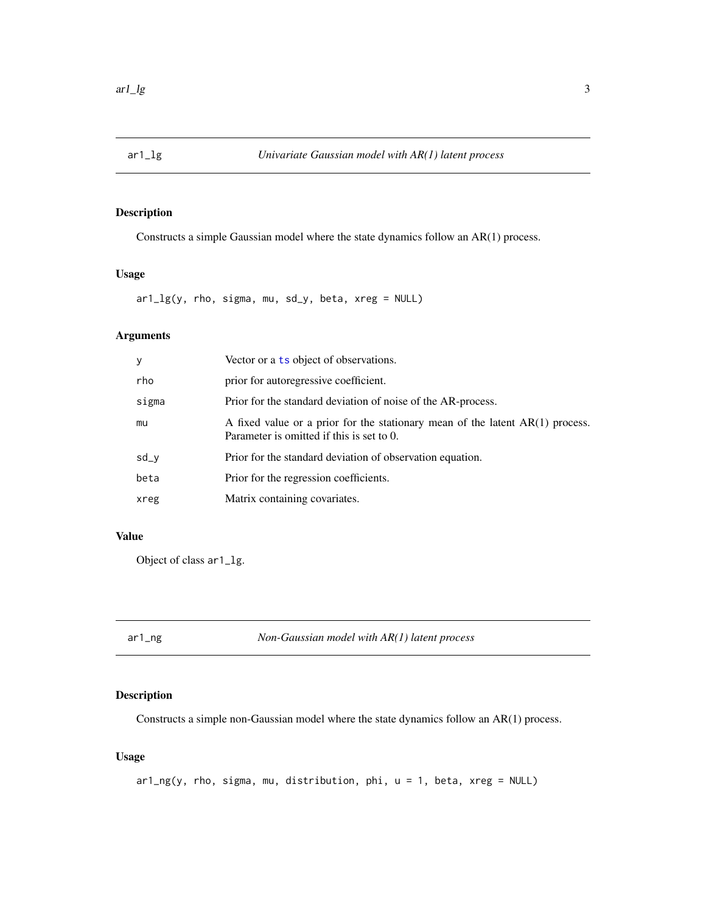## ar1_lg — *Univariate Gaussian model with AR(1) latent process*

### Description

Constructs a simple Gaussian model where the state dynamics follow an AR(1) process.

### Usage

```
ar1_lg(y, rho, sigma, mu, sd_y, beta, xreg = NULL)
```

### Arguments

| | |
|---|---|
| y | Vector or a ts object of observations. |
| rho | prior for autoregressive coefficient. |
| sigma | Prior for the standard deviation of noise of the AR-process. |
| mu | A fixed value or a prior for the stationary mean of the latent AR(1) process. Parameter is omitted if this is set to 0. |
| sd_y | Prior for the standard deviation of observation equation. |
| beta | Prior for the regression coefficients. |
| xreg | Matrix containing covariates. |

### Value

Object of class `ar1_lg`.

## ar1_ng — *Non-Gaussian model with AR(1) latent process*

### Description

Constructs a simple non-Gaussian model where the state dynamics follow an AR(1) process.

### Usage

```
ar1_ng(y, rho, sigma, mu, distribution, phi, u = 1, beta, xreg = NULL)
```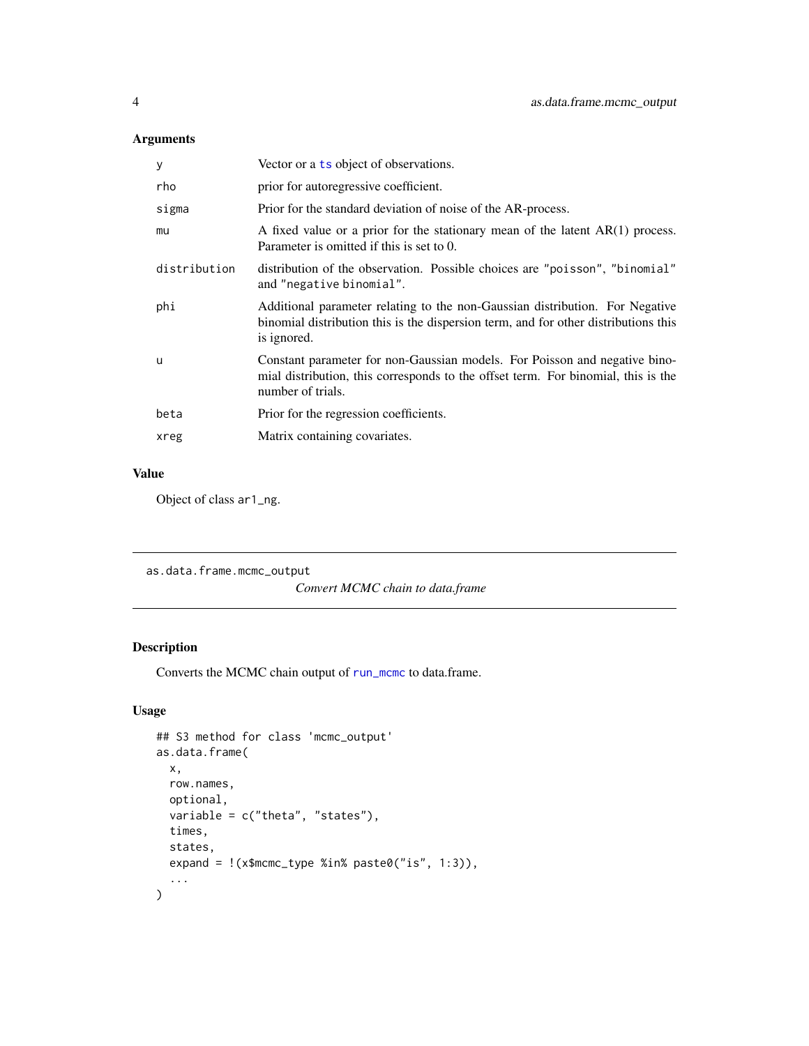### Arguments

| | |
|---|---|
| y | Vector or a ts object of observations. |
| rho | prior for autoregressive coefficient. |
| sigma | Prior for the standard deviation of noise of the AR-process. |
| mu | A fixed value or a prior for the stationary mean of the latent AR(1) process. Parameter is omitted if this is set to 0. |
| distribution | distribution of the observation. Possible choices are "poisson", "binomial" and "negative binomial". |
| phi | Additional parameter relating to the non-Gaussian distribution. For Negative binomial distribution this is the dispersion term, and for other distributions this is ignored. |
| u | Constant parameter for non-Gaussian models. For Poisson and negative binomial distribution, this corresponds to the offset term. For binomial, this is the number of trials. |
| beta | Prior for the regression coefficients. |
| xreg | Matrix containing covariates. |

### Value

Object of class ar1_ng.

---

## as.data.frame.mcmc_output

*Convert MCMC chain to data.frame*

---

### Description

Converts the MCMC chain output of run_mcmc to data.frame.

### Usage

```
## S3 method for class 'mcmc_output'
as.data.frame(
  x,
  row.names,
  optional,
  variable = c("theta", "states"),
  times,
  states,
  expand = !(x$mcmc_type %in% paste0("is", 1:3)),
  ...
)
```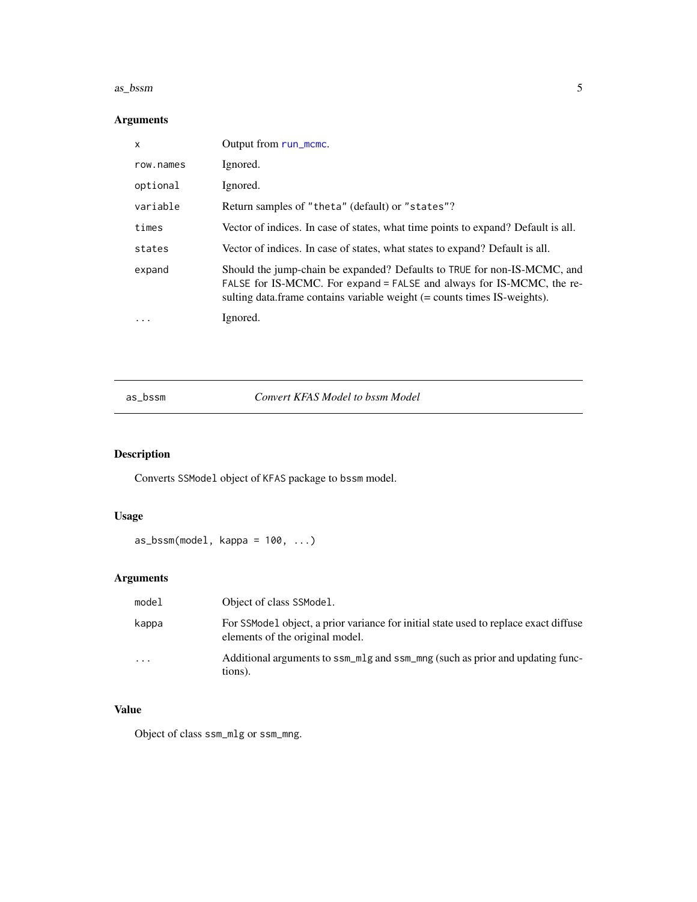### Arguments

| | |
|---|---|
| `x` | Output from `run_mcmc`. |
| `row.names` | Ignored. |
| `optional` | Ignored. |
| `variable` | Return samples of `"theta"` (default) or `"states"`? |
| `times` | Vector of indices. In case of states, what time points to expand? Default is all. |
| `states` | Vector of indices. In case of states, what states to expand? Default is all. |
| `expand` | Should the jump-chain be expanded? Defaults to `TRUE` for non-IS-MCMC, and `FALSE` for IS-MCMC. For `expand = FALSE` and always for IS-MCMC, the resulting data.frame contains variable weight (= counts times IS-weights). |
| `...` | Ignored. |

---

## as_bssm — *Convert KFAS Model to bssm Model*

### Description

Converts `SSModel` object of `KFAS` package to `bssm` model.

### Usage

```
as_bssm(model, kappa = 100, ...)
```

### Arguments

| | |
|---|---|
| `model` | Object of class `SSModel`. |
| `kappa` | For `SSModel` object, a prior variance for initial state used to replace exact diffuse elements of the original model. |
| `...` | Additional arguments to `ssm_mlg` and `ssm_mng` (such as prior and updating functions). |

### Value

Object of class `ssm_mlg` or `ssm_mng`.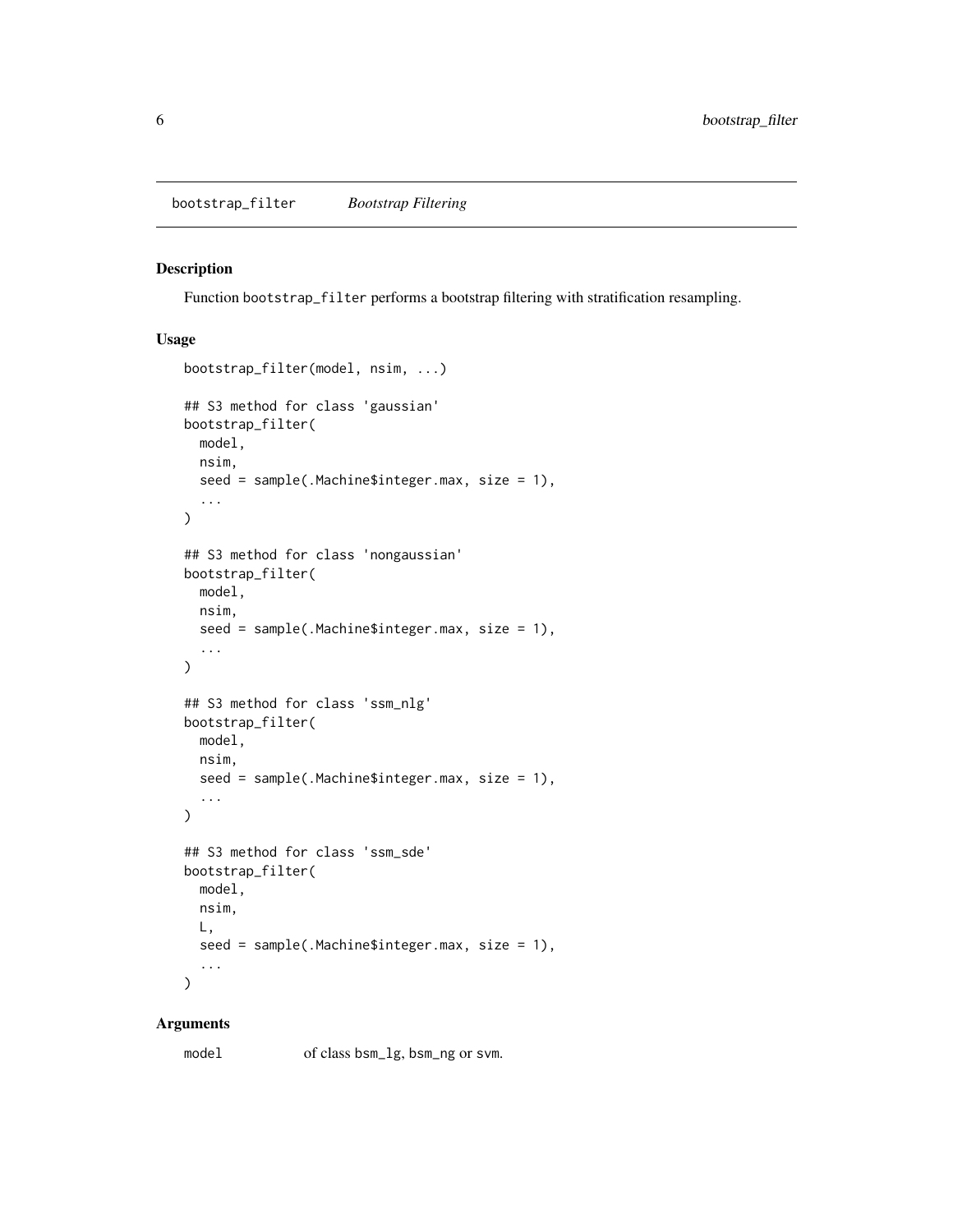bootstrap_filter *Bootstrap Filtering*

## Description

Function bootstrap_filter performs a bootstrap filtering with stratification resampling.

## Usage

```
bootstrap_filter(model, nsim, ...)

## S3 method for class 'gaussian'
bootstrap_filter(
  model,
  nsim,
  seed = sample(.Machine$integer.max, size = 1),
  ...
)

## S3 method for class 'nongaussian'
bootstrap_filter(
  model,
  nsim,
  seed = sample(.Machine$integer.max, size = 1),
  ...
)

## S3 method for class 'ssm_nlg'
bootstrap_filter(
  model,
  nsim,
  seed = sample(.Machine$integer.max, size = 1),
  ...
)

## S3 method for class 'ssm_sde'
bootstrap_filter(
  model,
  nsim,
  L,
  seed = sample(.Machine$integer.max, size = 1),
  ...
)
```

## Arguments

| | |
|---|---|
| model | of class bsm_lg, bsm_ng or svm. |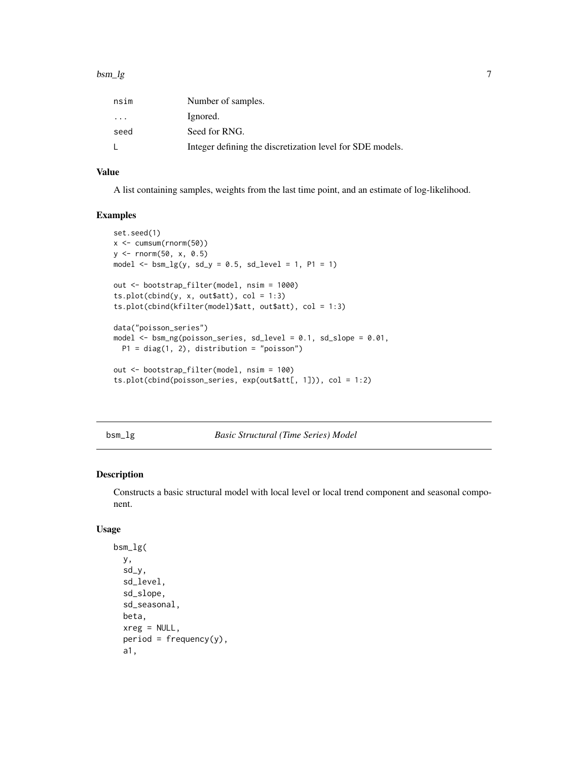| | |
|---|---|
| nsim | Number of samples. |
| ... | Ignored. |
| seed | Seed for RNG. |
| L | Integer defining the discretization level for SDE models. |

### Value

A list containing samples, weights from the last time point, and an estimate of log-likelihood.

### Examples

```
set.seed(1)
x <- cumsum(rnorm(50))
y <- rnorm(50, x, 0.5)
model <- bsm_lg(y, sd_y = 0.5, sd_level = 1, P1 = 1)

out <- bootstrap_filter(model, nsim = 1000)
ts.plot(cbind(y, x, out$att), col = 1:3)
ts.plot(cbind(kfilter(model)$att, out$att), col = 1:3)

data("poisson_series")
model <- bsm_ng(poisson_series, sd_level = 0.1, sd_slope = 0.01,
  P1 = diag(1, 2), distribution = "poisson")

out <- bootstrap_filter(model, nsim = 100)
ts.plot(cbind(poisson_series, exp(out$att[, 1])), col = 1:2)
```

---

## bsm_lg — *Basic Structural (Time Series) Model*

### Description

Constructs a basic structural model with local level or local trend component and seasonal component.

### Usage

```
bsm_lg(
  y,
  sd_y,
  sd_level,
  sd_slope,
  sd_seasonal,
  beta,
  xreg = NULL,
  period = frequency(y),
  a1,
```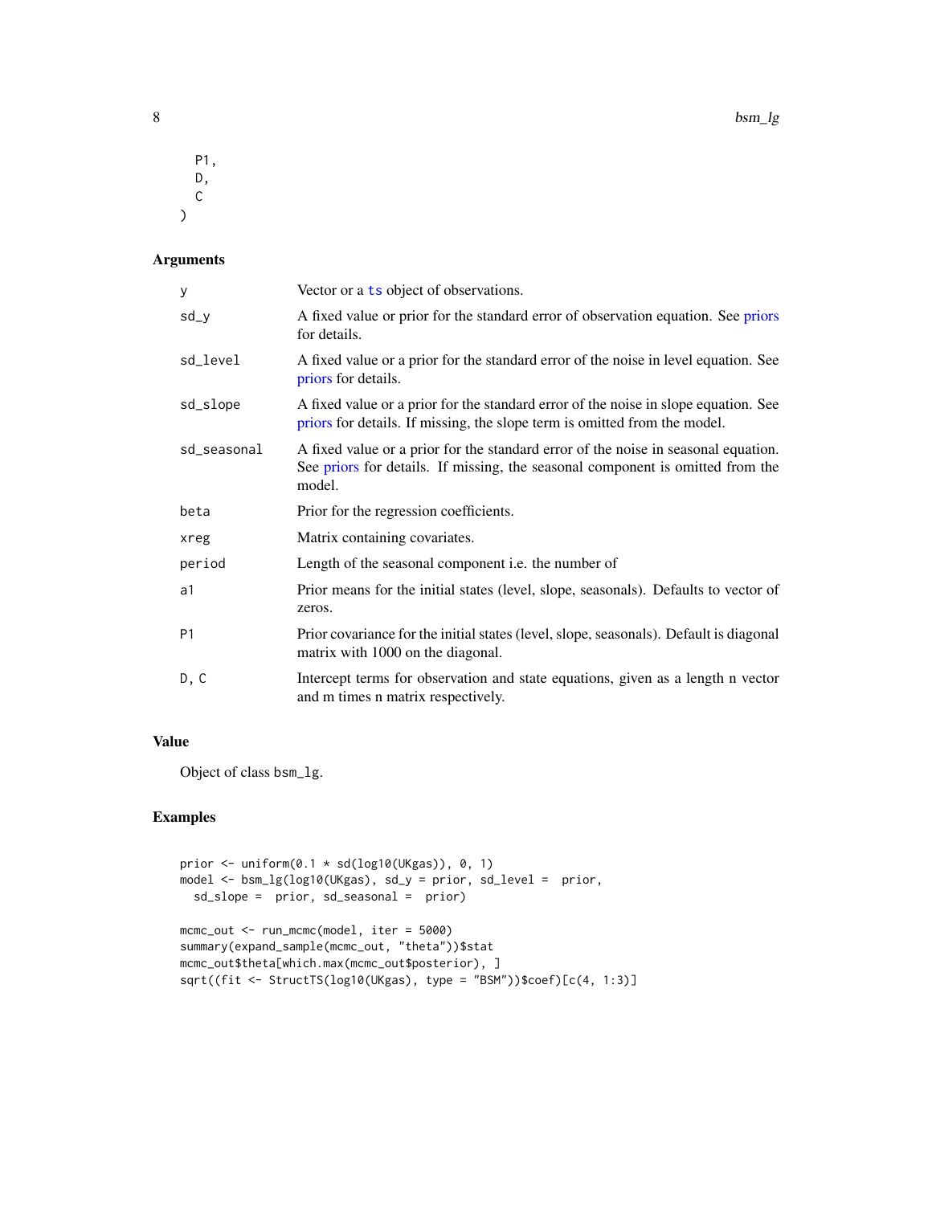```
  P1,
  D,
  C
)
```

## Arguments

| | |
|---|---|
| y | Vector or a ts object of observations. |
| sd_y | A fixed value or prior for the standard error of observation equation. See priors for details. |
| sd_level | A fixed value or a prior for the standard error of the noise in level equation. See priors for details. |
| sd_slope | A fixed value or a prior for the standard error of the noise in slope equation. See priors for details. If missing, the slope term is omitted from the model. |
| sd_seasonal | A fixed value or a prior for the standard error of the noise in seasonal equation. See priors for details. If missing, the seasonal component is omitted from the model. |
| beta | Prior for the regression coefficients. |
| xreg | Matrix containing covariates. |
| period | Length of the seasonal component i.e. the number of |
| a1 | Prior means for the initial states (level, slope, seasonals). Defaults to vector of zeros. |
| P1 | Prior covariance for the initial states (level, slope, seasonals). Default is diagonal matrix with 1000 on the diagonal. |
| D, C | Intercept terms for observation and state equations, given as a length n vector and m times n matrix respectively. |

## Value

Object of class bsm_lg.

## Examples

```
prior <- uniform(0.1 * sd(log10(UKgas)), 0, 1)
model <- bsm_lg(log10(UKgas), sd_y = prior, sd_level =  prior,
  sd_slope =  prior, sd_seasonal =  prior)

mcmc_out <- run_mcmc(model, iter = 5000)
summary(expand_sample(mcmc_out, "theta"))$stat
mcmc_out$theta[which.max(mcmc_out$posterior), ]
sqrt((fit <- StructTS(log10(UKgas), type = "BSM"))$coef)[c(4, 1:3)]
```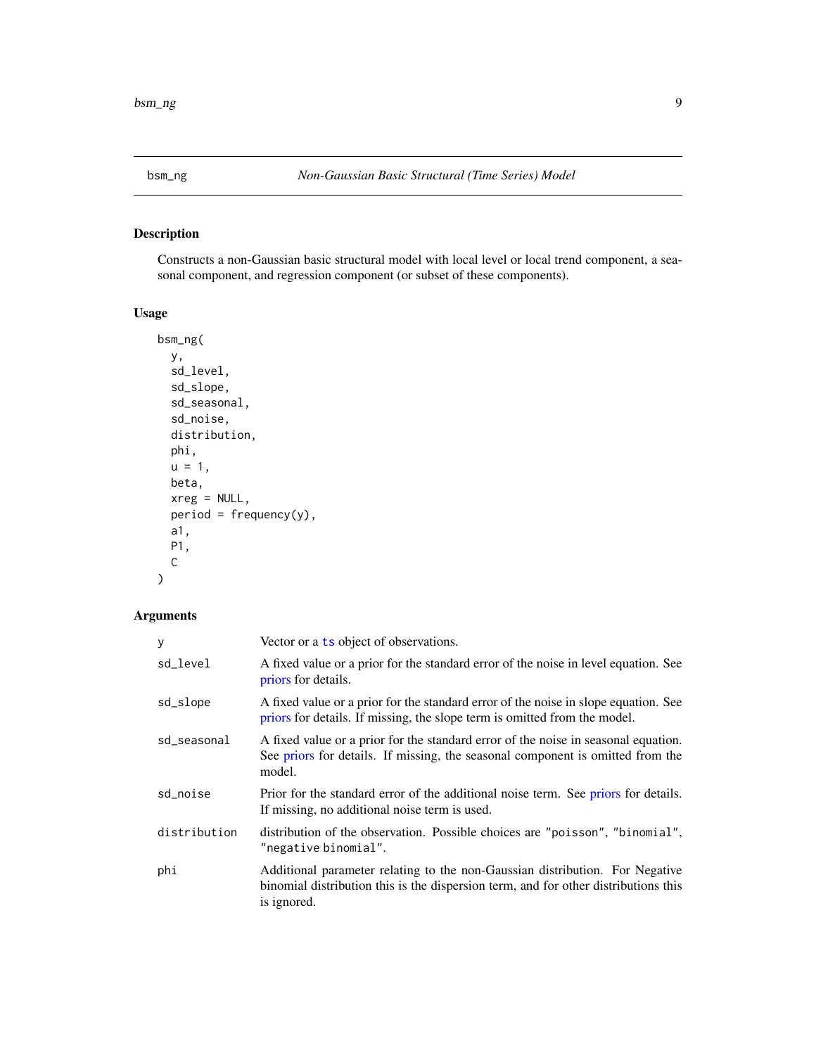## bsm_ng — *Non-Gaussian Basic Structural (Time Series) Model*

### Description

Constructs a non-Gaussian basic structural model with local level or local trend component, a seasonal component, and regression component (or subset of these components).

### Usage

```
bsm_ng(
  y,
  sd_level,
  sd_slope,
  sd_seasonal,
  sd_noise,
  distribution,
  phi,
  u = 1,
  beta,
  xreg = NULL,
  period = frequency(y),
  a1,
  P1,
  C
)
```

### Arguments

| | |
|---|---|
| `y` | Vector or a `ts` object of observations. |
| `sd_level` | A fixed value or a prior for the standard error of the noise in level equation. See priors for details. |
| `sd_slope` | A fixed value or a prior for the standard error of the noise in slope equation. See priors for details. If missing, the slope term is omitted from the model. |
| `sd_seasonal` | A fixed value or a prior for the standard error of the noise in seasonal equation. See priors for details. If missing, the seasonal component is omitted from the model. |
| `sd_noise` | Prior for the standard error of the additional noise term. See priors for details. If missing, no additional noise term is used. |
| `distribution` | distribution of the observation. Possible choices are `"poisson"`, `"binomial"`, `"negative binomial"`. |
| `phi` | Additional parameter relating to the non-Gaussian distribution. For Negative binomial distribution this is the dispersion term, and for other distributions this is ignored. |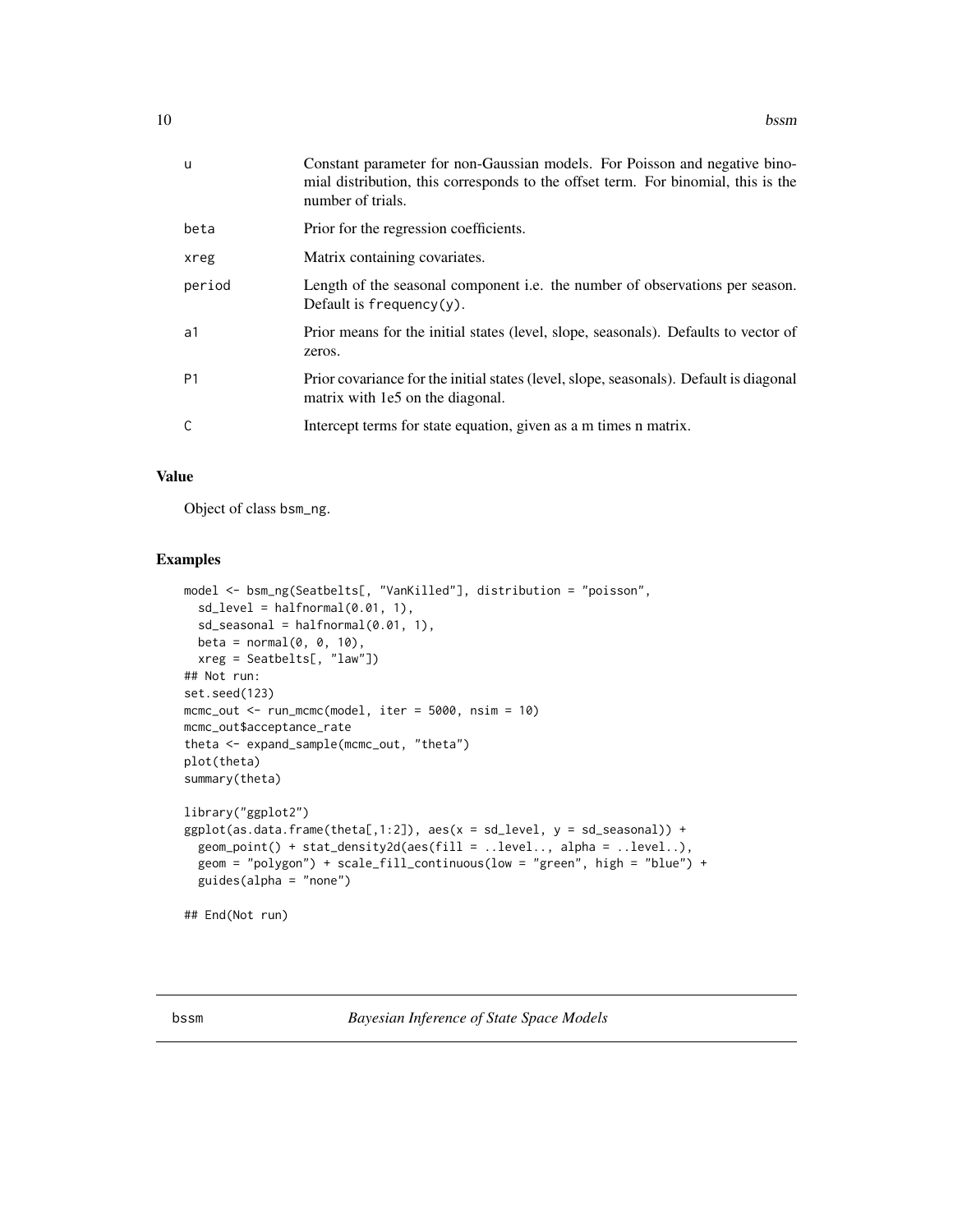| | |
|---|---|
| u | Constant parameter for non-Gaussian models. For Poisson and negative binomial distribution, this corresponds to the offset term. For binomial, this is the number of trials. |
| beta | Prior for the regression coefficients. |
| xreg | Matrix containing covariates. |
| period | Length of the seasonal component i.e. the number of observations per season. Default is frequency(y). |
| a1 | Prior means for the initial states (level, slope, seasonals). Defaults to vector of zeros. |
| P1 | Prior covariance for the initial states (level, slope, seasonals). Default is diagonal matrix with 1e5 on the diagonal. |
| C | Intercept terms for state equation, given as a m times n matrix. |

## Value

Object of class bsm_ng.

## Examples

```
model <- bsm_ng(Seatbelts[, "VanKilled"], distribution = "poisson",
  sd_level = halfnormal(0.01, 1),
  sd_seasonal = halfnormal(0.01, 1),
  beta = normal(0, 0, 10),
  xreg = Seatbelts[, "law"])
## Not run:
set.seed(123)
mcmc_out <- run_mcmc(model, iter = 5000, nsim = 10)
mcmc_out$acceptance_rate
theta <- expand_sample(mcmc_out, "theta")
plot(theta)
summary(theta)

library("ggplot2")
ggplot(as.data.frame(theta[,1:2]), aes(x = sd_level, y = sd_seasonal)) +
  geom_point() + stat_density2d(aes(fill = ..level.., alpha = ..level..),
  geom = "polygon") + scale_fill_continuous(low = "green", high = "blue") +
  guides(alpha = "none")

## End(Not run)
```

# bssm — *Bayesian Inference of State Space Models*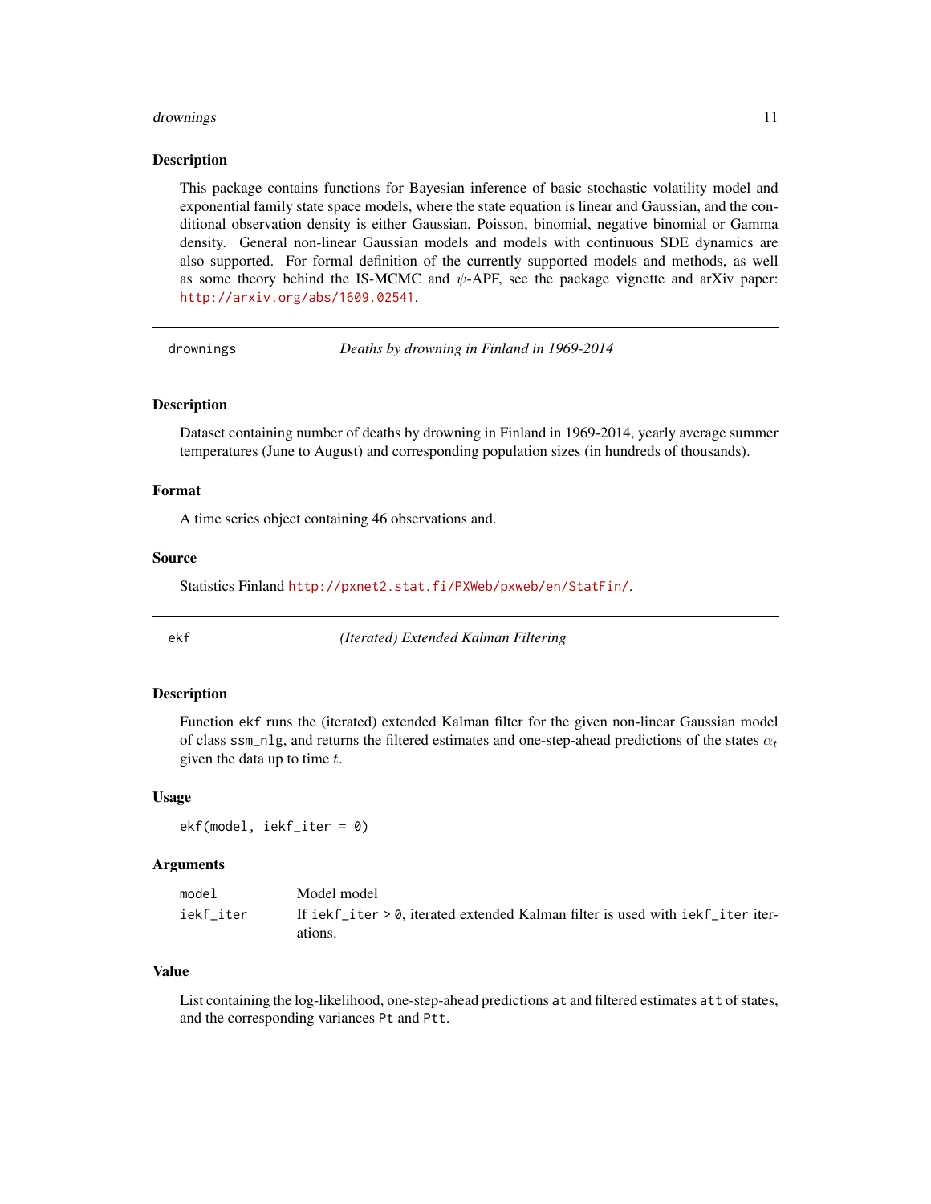### Description

This package contains functions for Bayesian inference of basic stochastic volatility model and exponential family state space models, where the state equation is linear and Gaussian, and the conditional observation density is either Gaussian, Poisson, binomial, negative binomial or Gamma density. General non-linear Gaussian models and models with continuous SDE dynamics are also supported. For formal definition of the currently supported models and methods, as well as some theory behind the IS-MCMC and $\psi$-APF, see the package vignette and arXiv paper: http://arxiv.org/abs/1609.02541.

---

## drownings — *Deaths by drowning in Finland in 1969-2014*

### Description

Dataset containing number of deaths by drowning in Finland in 1969-2014, yearly average summer temperatures (June to August) and corresponding population sizes (in hundreds of thousands).

### Format

A time series object containing 46 observations and.

### Source

Statistics Finland http://pxnet2.stat.fi/PXWeb/pxweb/en/StatFin/.

---

## ekf — *(Iterated) Extended Kalman Filtering*

### Description

Function `ekf` runs the (iterated) extended Kalman filter for the given non-linear Gaussian model of class `ssm_nlg`, and returns the filtered estimates and one-step-ahead predictions of the states $\alpha_t$ given the data up to time $t$.

### Usage

```
ekf(model, iekf_iter = 0)
```

### Arguments

| | |
|---|---|
| `model` | Model model |
| `iekf_iter` | If `iekf_iter > 0`, iterated extended Kalman filter is used with `iekf_iter` iterations. |

### Value

List containing the log-likelihood, one-step-ahead predictions `at` and filtered estimates `att` of states, and the corresponding variances `Pt` and `Ptt`.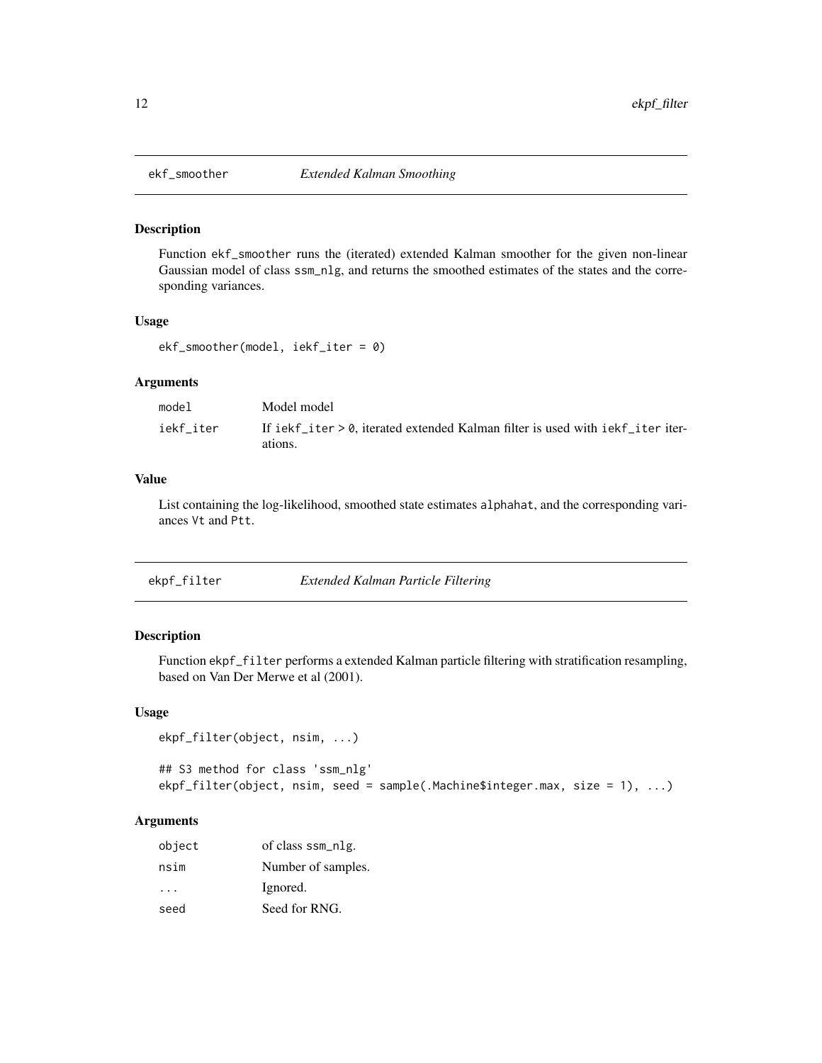## ekf_smoother *Extended Kalman Smoothing*

### Description

Function `ekf_smoother` runs the (iterated) extended Kalman smoother for the given non-linear Gaussian model of class `ssm_nlg`, and returns the smoothed estimates of the states and the corresponding variances.

### Usage

```
ekf_smoother(model, iekf_iter = 0)
```

### Arguments

| | |
|---|---|
| `model` | Model model |
| `iekf_iter` | If `iekf_iter > 0`, iterated extended Kalman filter is used with `iekf_iter` iterations. |

### Value

List containing the log-likelihood, smoothed state estimates `alphahat`, and the corresponding variances `Vt` and `Ptt`.

## ekpf_filter *Extended Kalman Particle Filtering*

### Description

Function `ekpf_filter` performs a extended Kalman particle filtering with stratification resampling, based on Van Der Merwe et al (2001).

### Usage

```
ekpf_filter(object, nsim, ...)

## S3 method for class 'ssm_nlg'
ekpf_filter(object, nsim, seed = sample(.Machine$integer.max, size = 1), ...)
```

### Arguments

| | |
|---|---|
| `object` | of class `ssm_nlg`. |
| `nsim` | Number of samples. |
| `...` | Ignored. |
| `seed` | Seed for RNG. |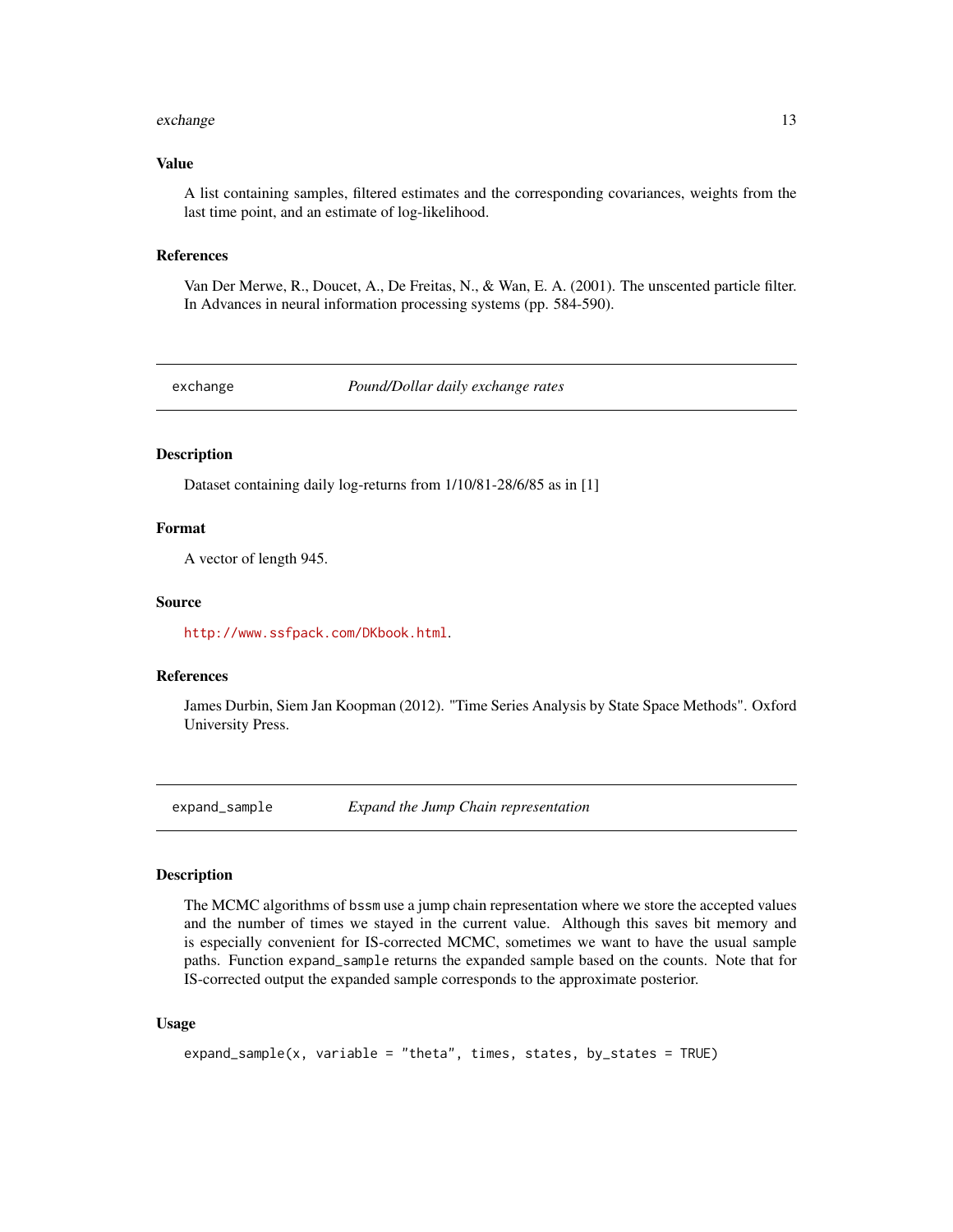## Value

A list containing samples, filtered estimates and the corresponding covariances, weights from the last time point, and an estimate of log-likelihood.

## References

Van Der Merwe, R., Doucet, A., De Freitas, N., & Wan, E. A. (2001). The unscented particle filter. In Advances in neural information processing systems (pp. 584-590).

---

# exchange — *Pound/Dollar daily exchange rates*

## Description

Dataset containing daily log-returns from 1/10/81-28/6/85 as in [1]

## Format

A vector of length 945.

## Source

http://www.ssfpack.com/DKbook.html.

## References

James Durbin, Siem Jan Koopman (2012). "Time Series Analysis by State Space Methods". Oxford University Press.

---

# expand_sample — *Expand the Jump Chain representation*

## Description

The MCMC algorithms of `bssm` use a jump chain representation where we store the accepted values and the number of times we stayed in the current value. Although this saves bit memory and is especially convenient for IS-corrected MCMC, sometimes we want to have the usual sample paths. Function `expand_sample` returns the expanded sample based on the counts. Note that for IS-corrected output the expanded sample corresponds to the approximate posterior.

## Usage

```
expand_sample(x, variable = "theta", times, states, by_states = TRUE)
```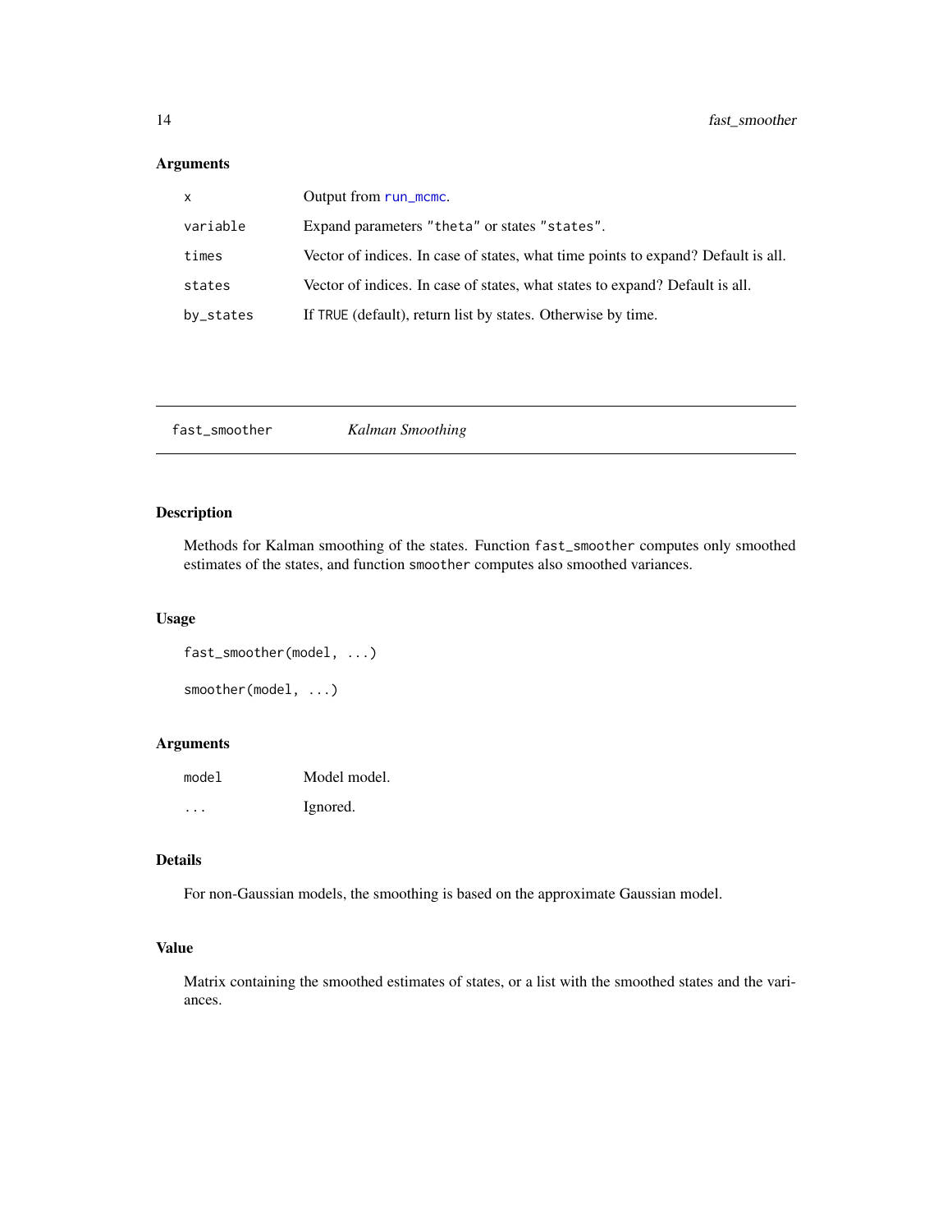### Arguments

| | |
|---|---|
| `x` | Output from `run_mcmc`. |
| `variable` | Expand parameters `"theta"` or states `"states"`. |
| `times` | Vector of indices. In case of states, what time points to expand? Default is all. |
| `states` | Vector of indices. In case of states, what states to expand? Default is all. |
| `by_states` | If `TRUE` (default), return list by states. Otherwise by time. |

---

## fast_smoother    *Kalman Smoothing*

### Description

Methods for Kalman smoothing of the states. Function `fast_smoother` computes only smoothed estimates of the states, and function `smoother` computes also smoothed variances.

### Usage

```
fast_smoother(model, ...)

smoother(model, ...)
```

### Arguments

| | |
|---|---|
| `model` | Model model. |
| `...` | Ignored. |

### Details

For non-Gaussian models, the smoothing is based on the approximate Gaussian model.

### Value

Matrix containing the smoothed estimates of states, or a list with the smoothed states and the variances.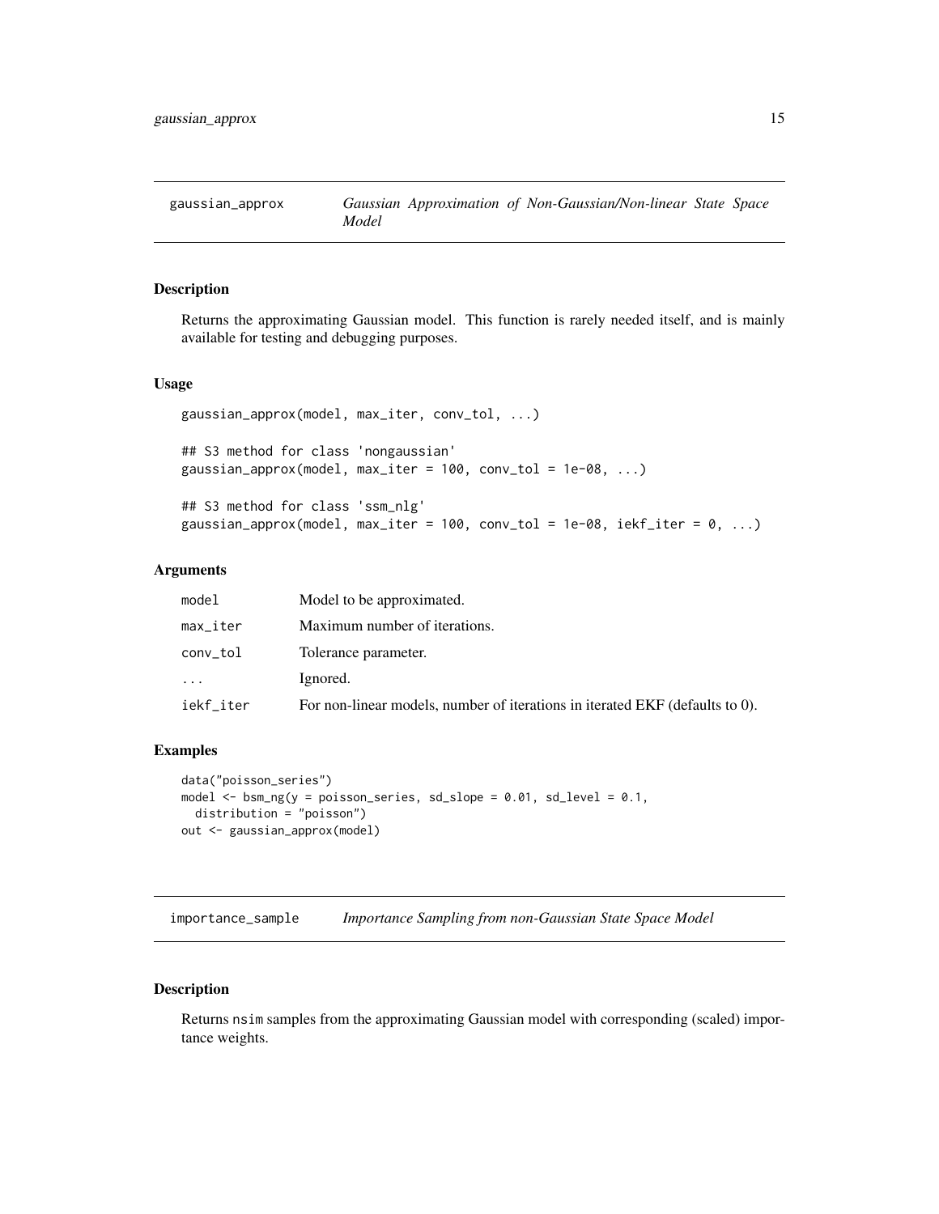## gaussian_approx — *Gaussian Approximation of Non-Gaussian/Non-linear State Space Model*

### Description

Returns the approximating Gaussian model. This function is rarely needed itself, and is mainly available for testing and debugging purposes.

### Usage

```
gaussian_approx(model, max_iter, conv_tol, ...)

## S3 method for class 'nongaussian'
gaussian_approx(model, max_iter = 100, conv_tol = 1e-08, ...)

## S3 method for class 'ssm_nlg'
gaussian_approx(model, max_iter = 100, conv_tol = 1e-08, iekf_iter = 0, ...)
```

### Arguments

| | |
|---|---|
| model | Model to be approximated. |
| max_iter | Maximum number of iterations. |
| conv_tol | Tolerance parameter. |
| ... | Ignored. |
| iekf_iter | For non-linear models, number of iterations in iterated EKF (defaults to 0). |

### Examples

```
data("poisson_series")
model <- bsm_ng(y = poisson_series, sd_slope = 0.01, sd_level = 0.1,
  distribution = "poisson")
out <- gaussian_approx(model)
```

## importance_sample — *Importance Sampling from non-Gaussian State Space Model*

### Description

Returns nsim samples from the approximating Gaussian model with corresponding (scaled) importance weights.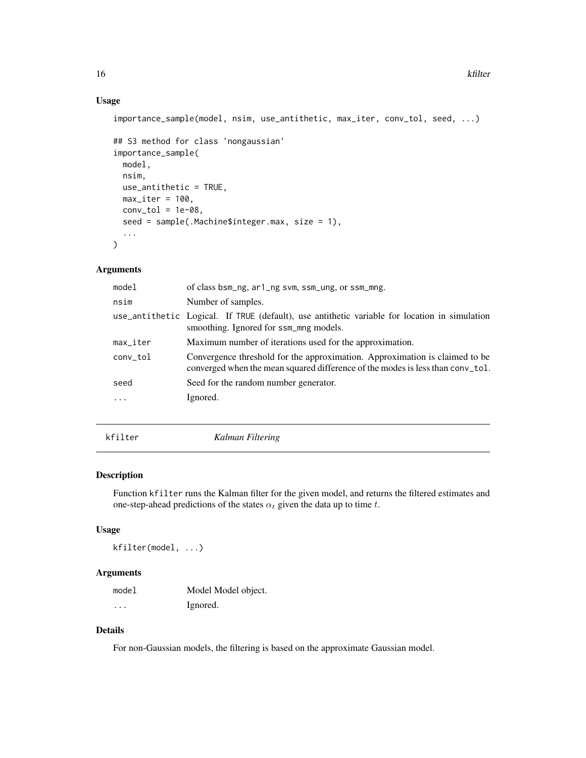### Usage

```
importance_sample(model, nsim, use_antithetic, max_iter, conv_tol, seed, ...)

## S3 method for class 'nongaussian'
importance_sample(
  model,
  nsim,
  use_antithetic = TRUE,
  max_iter = 100,
  conv_tol = 1e-08,
  seed = sample(.Machine$integer.max, size = 1),
  ...
)
```

### Arguments

| | |
|---|---|
| `model` | of class `bsm_ng`, `ar1_ng svm`, `ssm_ung`, or `ssm_mng`. |
| `nsim` | Number of samples. |
| `use_antithetic` | Logical. If `TRUE` (default), use antithetic variable for location in simulation smoothing. Ignored for `ssm_mng` models. |
| `max_iter` | Maximum number of iterations used for the approximation. |
| `conv_tol` | Convergence threshold for the approximation. Approximation is claimed to be converged when the mean squared difference of the modes is less than `conv_tol`. |
| `seed` | Seed for the random number generator. |
| `...` | Ignored. |

## kfilter — *Kalman Filtering*

### Description

Function `kfilter` runs the Kalman filter for the given model, and returns the filtered estimates and one-step-ahead predictions of the states $\alpha_t$ given the data up to time $t$.

### Usage

```
kfilter(model, ...)
```

### Arguments

| | |
|---|---|
| `model` | Model Model object. |
| `...` | Ignored. |

### Details

For non-Gaussian models, the filtering is based on the approximate Gaussian model.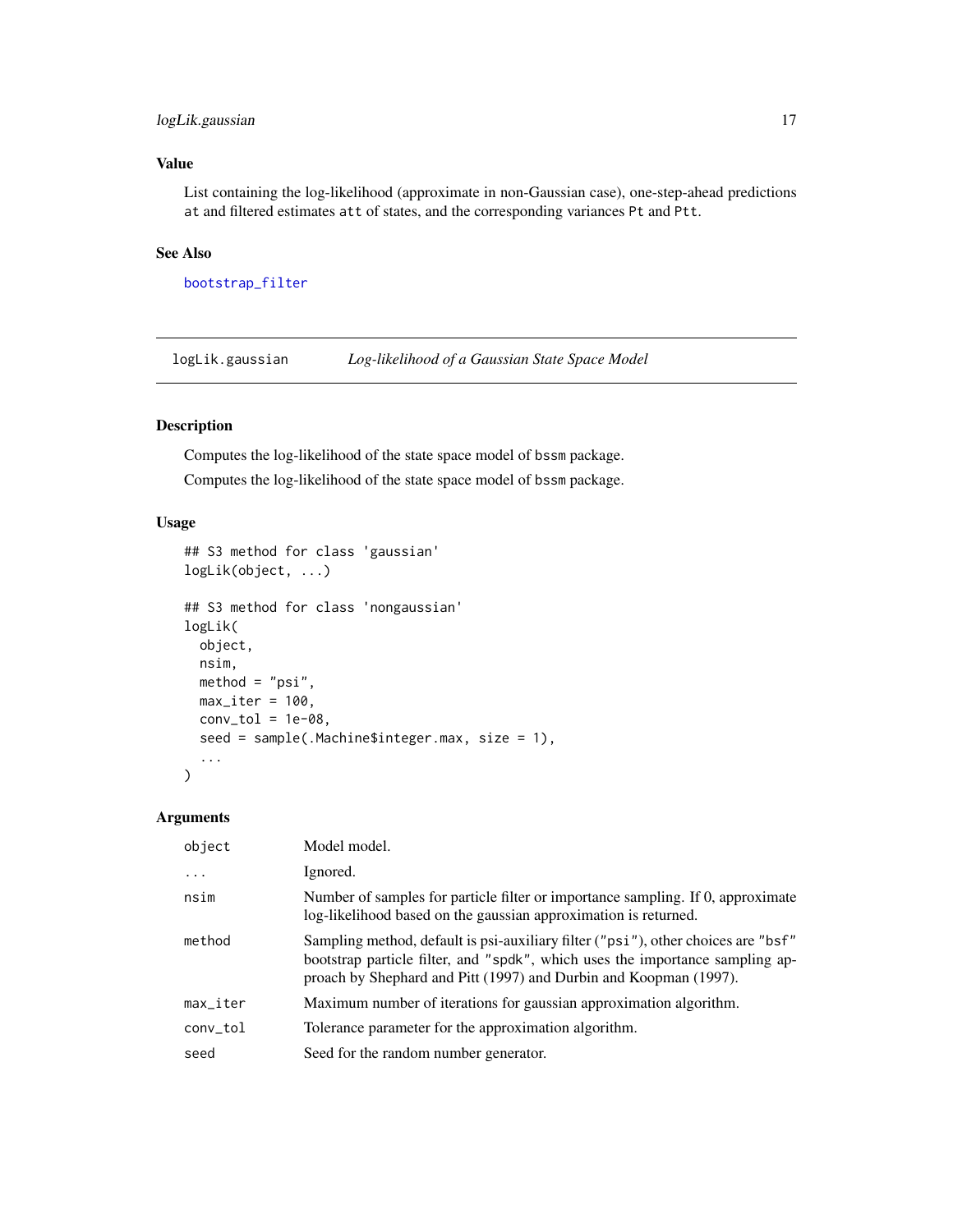## Value

List containing the log-likelihood (approximate in non-Gaussian case), one-step-ahead predictions `at` and filtered estimates `att` of states, and the corresponding variances `Pt` and `Ptt`.

## See Also

`bootstrap_filter`

---

# logLik.gaussian — *Log-likelihood of a Gaussian State Space Model*

## Description

Computes the log-likelihood of the state space model of `bssm` package.

Computes the log-likelihood of the state space model of `bssm` package.

## Usage

```
## S3 method for class 'gaussian'
logLik(object, ...)

## S3 method for class 'nongaussian'
logLik(
  object,
  nsim,
  method = "psi",
  max_iter = 100,
  conv_tol = 1e-08,
  seed = sample(.Machine$integer.max, size = 1),
  ...
)
```

## Arguments

| | |
|---|---|
| `object` | Model model. |
| `...` | Ignored. |
| `nsim` | Number of samples for particle filter or importance sampling. If 0, approximate log-likelihood based on the gaussian approximation is returned. |
| `method` | Sampling method, default is psi-auxiliary filter (`"psi"`), other choices are `"bsf"` bootstrap particle filter, and `"spdk"`, which uses the importance sampling approach by Shephard and Pitt (1997) and Durbin and Koopman (1997). |
| `max_iter` | Maximum number of iterations for gaussian approximation algorithm. |
| `conv_tol` | Tolerance parameter for the approximation algorithm. |
| `seed` | Seed for the random number generator. |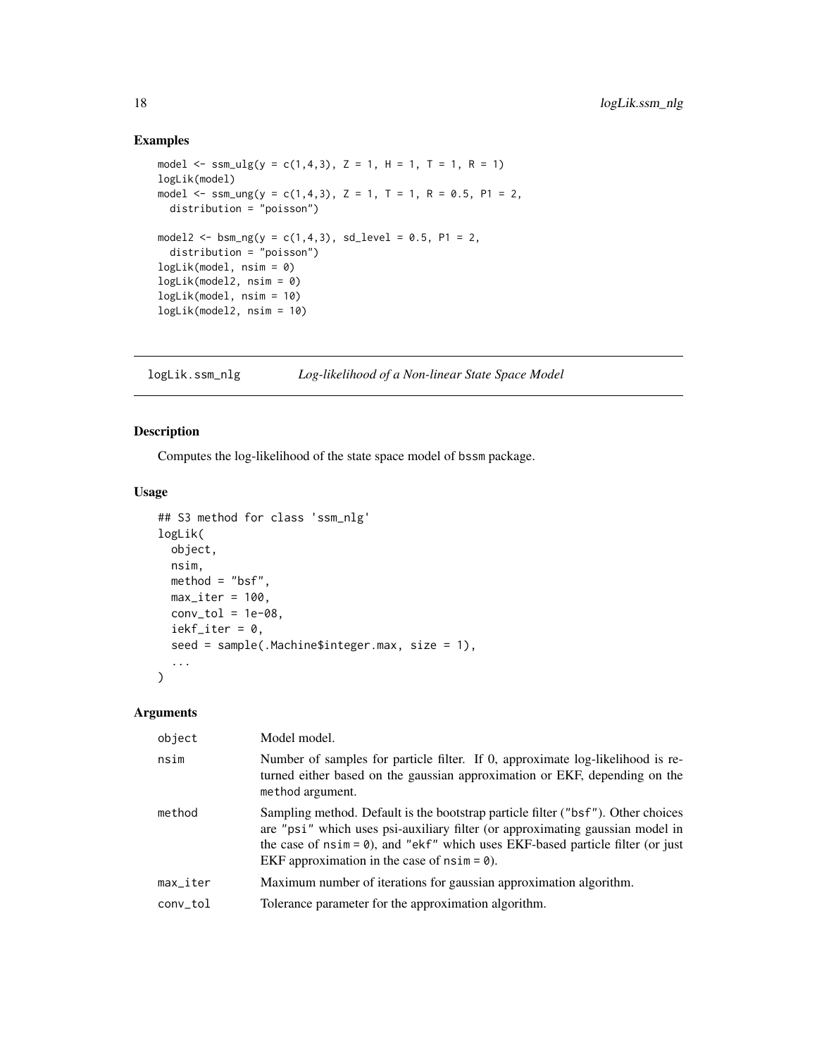## Examples

```
model <- ssm_ulg(y = c(1,4,3), Z = 1, H = 1, T = 1, R = 1)
logLik(model)
model <- ssm_ung(y = c(1,4,3), Z = 1, T = 1, R = 0.5, P1 = 2,
  distribution = "poisson")

model2 <- bsm_ng(y = c(1,4,3), sd_level = 0.5, P1 = 2,
  distribution = "poisson")
logLik(model, nsim = 0)
logLik(model2, nsim = 0)
logLik(model, nsim = 10)
logLik(model2, nsim = 10)
```

---

# logLik.ssm_nlg — *Log-likelihood of a Non-linear State Space Model*

## Description

Computes the log-likelihood of the state space model of bssm package.

## Usage

```
## S3 method for class 'ssm_nlg'
logLik(
  object,
  nsim,
  method = "bsf",
  max_iter = 100,
  conv_tol = 1e-08,
  iekf_iter = 0,
  seed = sample(.Machine$integer.max, size = 1),
  ...
)
```

## Arguments

| | |
|---|---|
| object | Model model. |
| nsim | Number of samples for particle filter. If 0, approximate log-likelihood is returned either based on the gaussian approximation or EKF, depending on the method argument. |
| method | Sampling method. Default is the bootstrap particle filter ("bsf"). Other choices are "psi" which uses psi-auxiliary filter (or approximating gaussian model in the case of nsim = 0), and "ekf" which uses EKF-based particle filter (or just EKF approximation in the case of nsim = 0). |
| max_iter | Maximum number of iterations for gaussian approximation algorithm. |
| conv_tol | Tolerance parameter for the approximation algorithm. |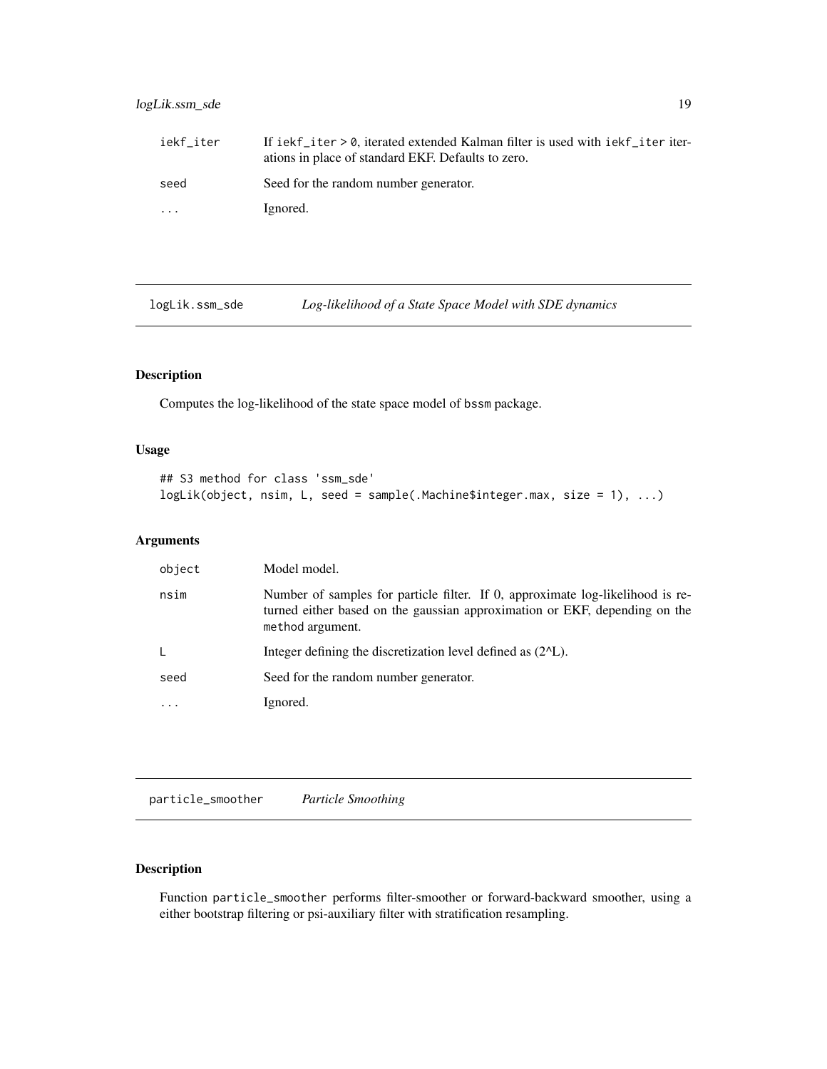| | |
|---|---|
| iekf_iter | If iekf_iter > 0, iterated extended Kalman filter is used with iekf_iter iterations in place of standard EKF. Defaults to zero. |
| seed | Seed for the random number generator. |
| ... | Ignored. |

## logLik.ssm_sde *Log-likelihood of a State Space Model with SDE dynamics*

### Description

Computes the log-likelihood of the state space model of bssm package.

### Usage

```
## S3 method for class 'ssm_sde'
logLik(object, nsim, L, seed = sample(.Machine$integer.max, size = 1), ...)
```

### Arguments

| | |
|---|---|
| object | Model model. |
| nsim | Number of samples for particle filter. If 0, approximate log-likelihood is returned either based on the gaussian approximation or EKF, depending on the method argument. |
| L | Integer defining the discretization level defined as (2^L). |
| seed | Seed for the random number generator. |
| ... | Ignored. |

## particle_smoother *Particle Smoothing*

### Description

Function particle_smoother performs filter-smoother or forward-backward smoother, using a either bootstrap filtering or psi-auxiliary filter with stratification resampling.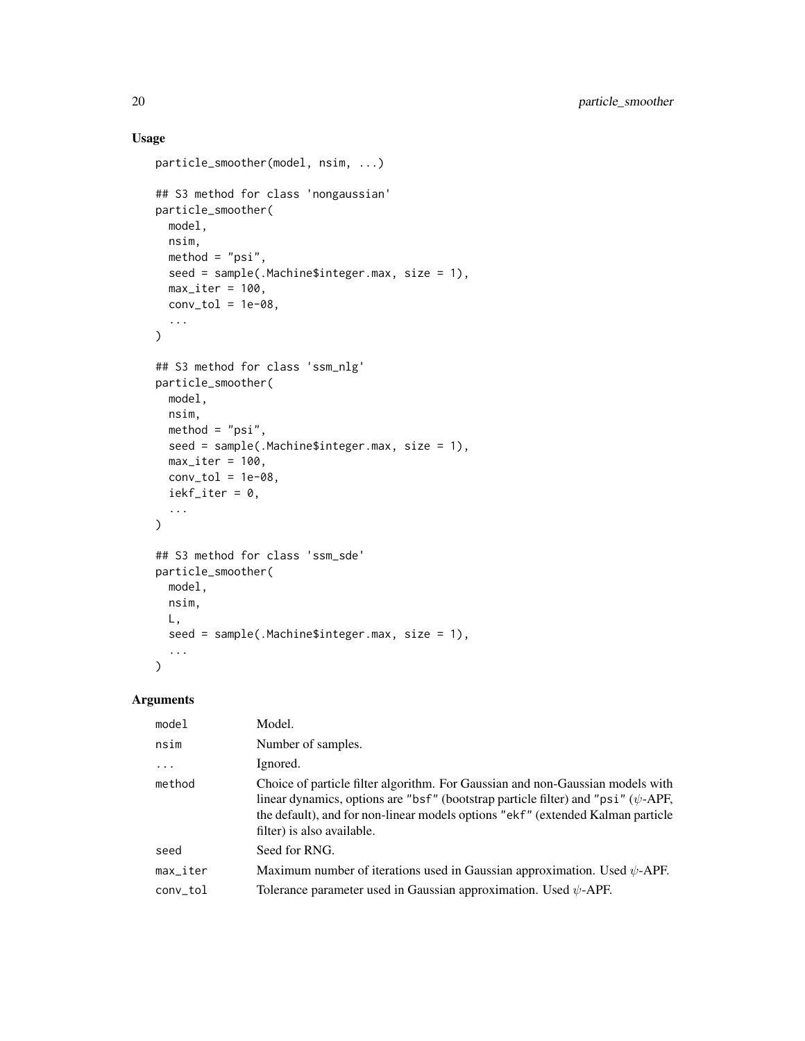## Usage

```
particle_smoother(model, nsim, ...)

## S3 method for class 'nongaussian'
particle_smoother(
  model,
  nsim,
  method = "psi",
  seed = sample(.Machine$integer.max, size = 1),
  max_iter = 100,
  conv_tol = 1e-08,
  ...
)

## S3 method for class 'ssm_nlg'
particle_smoother(
  model,
  nsim,
  method = "psi",
  seed = sample(.Machine$integer.max, size = 1),
  max_iter = 100,
  conv_tol = 1e-08,
  iekf_iter = 0,
  ...
)

## S3 method for class 'ssm_sde'
particle_smoother(
  model,
  nsim,
  L,
  seed = sample(.Machine$integer.max, size = 1),
  ...
)
```

## Arguments

| | |
|---|---|
| `model` | Model. |
| `nsim` | Number of samples. |
| `...` | Ignored. |
| `method` | Choice of particle filter algorithm. For Gaussian and non-Gaussian models with linear dynamics, options are `"bsf"` (bootstrap particle filter) and `"psi"` ($\psi$-APF, the default), and for non-linear models options `"ekf"` (extended Kalman particle filter) is also available. |
| `seed` | Seed for RNG. |
| `max_iter` | Maximum number of iterations used in Gaussian approximation. Used $\psi$-APF. |
| `conv_tol` | Tolerance parameter used in Gaussian approximation. Used $\psi$-APF. |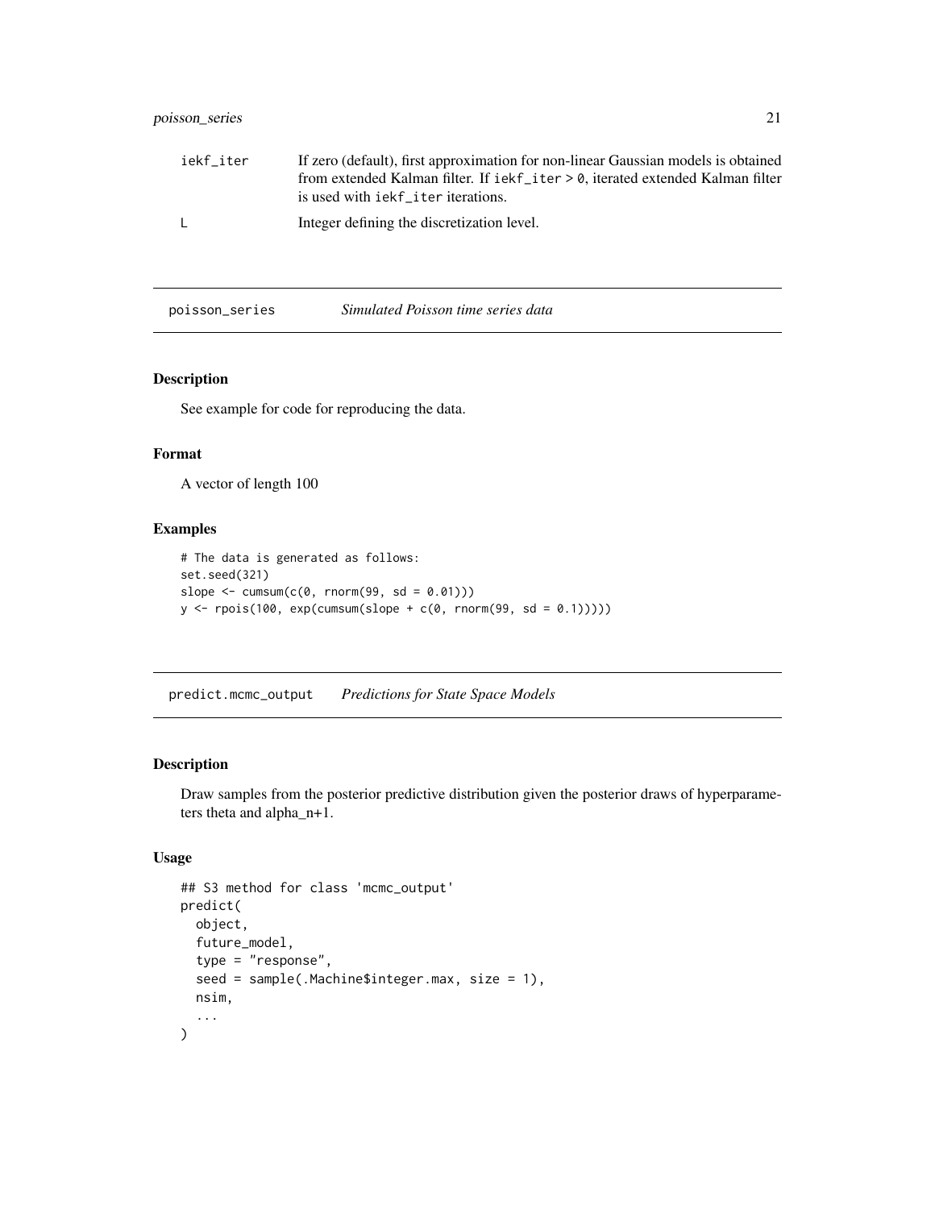iekf_iter If zero (default), first approximation for non-linear Gaussian models is obtained from extended Kalman filter. If `iekf_iter > 0`, iterated extended Kalman filter is used with `iekf_iter` iterations.

L Integer defining the discretization level.

---

## poisson_series *Simulated Poisson time series data*

### Description

See example for code for reproducing the data.

### Format

A vector of length 100

### Examples

```
# The data is generated as follows:
set.seed(321)
slope <- cumsum(c(0, rnorm(99, sd = 0.01)))
y <- rpois(100, exp(cumsum(slope + c(0, rnorm(99, sd = 0.1)))))
```

---

## predict.mcmc_output *Predictions for State Space Models*

### Description

Draw samples from the posterior predictive distribution given the posterior draws of hyperparameters theta and alpha_n+1.

### Usage

```
## S3 method for class 'mcmc_output'
predict(
  object,
  future_model,
  type = "response",
  seed = sample(.Machine$integer.max, size = 1),
  nsim,
  ...
)
```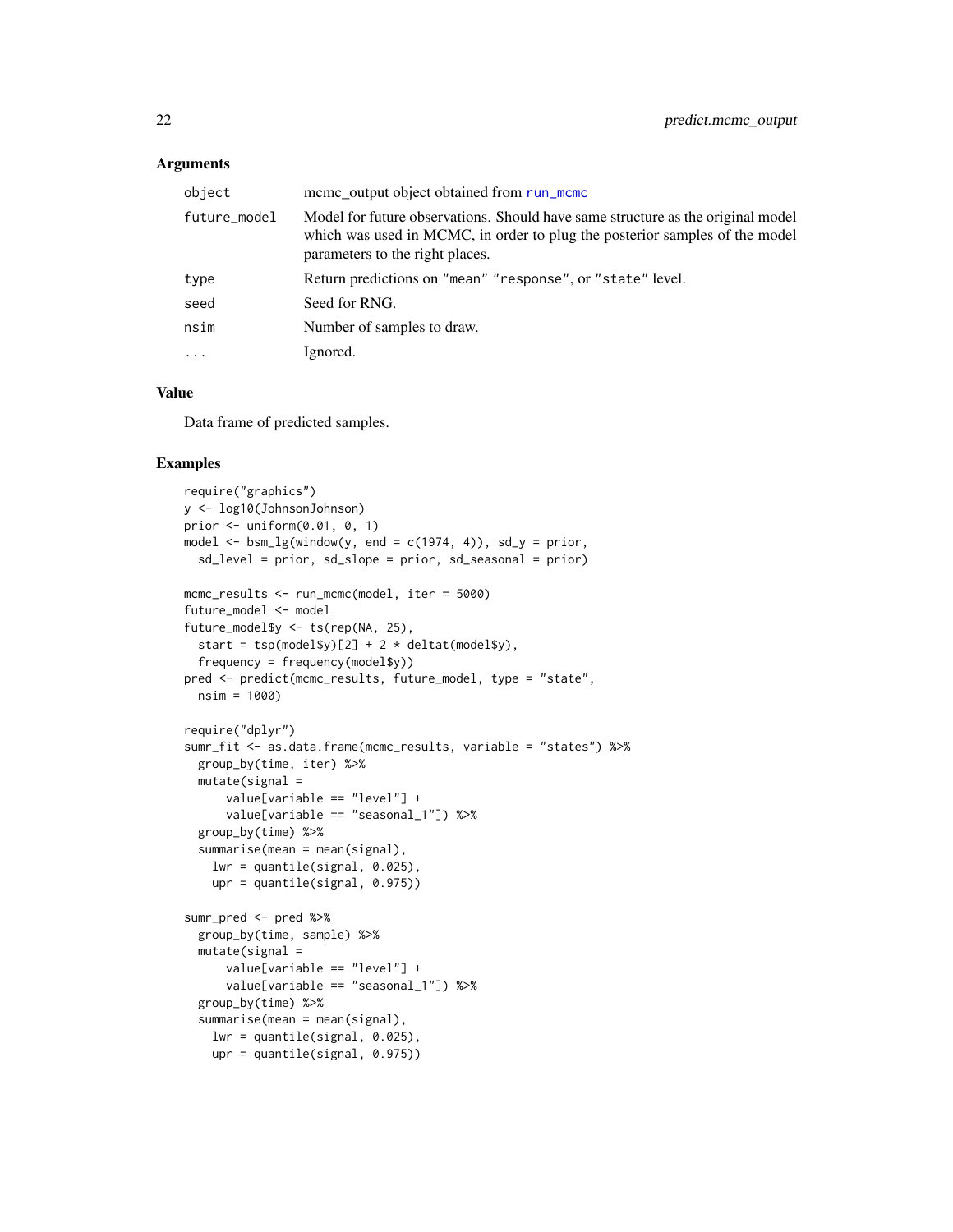### Arguments

| | |
|---|---|
| object | mcmc_output object obtained from run_mcmc |
| future_model | Model for future observations. Should have same structure as the original model which was used in MCMC, in order to plug the posterior samples of the model parameters to the right places. |
| type | Return predictions on "mean" "response", or "state" level. |
| seed | Seed for RNG. |
| nsim | Number of samples to draw. |
| ... | Ignored. |

### Value

Data frame of predicted samples.

### Examples

```
require("graphics")
y <- log10(JohnsonJohnson)
prior <- uniform(0.01, 0, 1)
model <- bsm_lg(window(y, end = c(1974, 4)), sd_y = prior,
  sd_level = prior, sd_slope = prior, sd_seasonal = prior)

mcmc_results <- run_mcmc(model, iter = 5000)
future_model <- model
future_model$y <- ts(rep(NA, 25),
  start = tsp(model$y)[2] + 2 * deltat(model$y),
  frequency = frequency(model$y))
pred <- predict(mcmc_results, future_model, type = "state",
  nsim = 1000)

require("dplyr")
sumr_fit <- as.data.frame(mcmc_results, variable = "states") %>%
  group_by(time, iter) %>%
  mutate(signal =
      value[variable == "level"] +
      value[variable == "seasonal_1"]) %>%
  group_by(time) %>%
  summarise(mean = mean(signal),
    lwr = quantile(signal, 0.025),
    upr = quantile(signal, 0.975))

sumr_pred <- pred %>%
  group_by(time, sample) %>%
  mutate(signal =
      value[variable == "level"] +
      value[variable == "seasonal_1"]) %>%
  group_by(time) %>%
  summarise(mean = mean(signal),
    lwr = quantile(signal, 0.025),
    upr = quantile(signal, 0.975))
```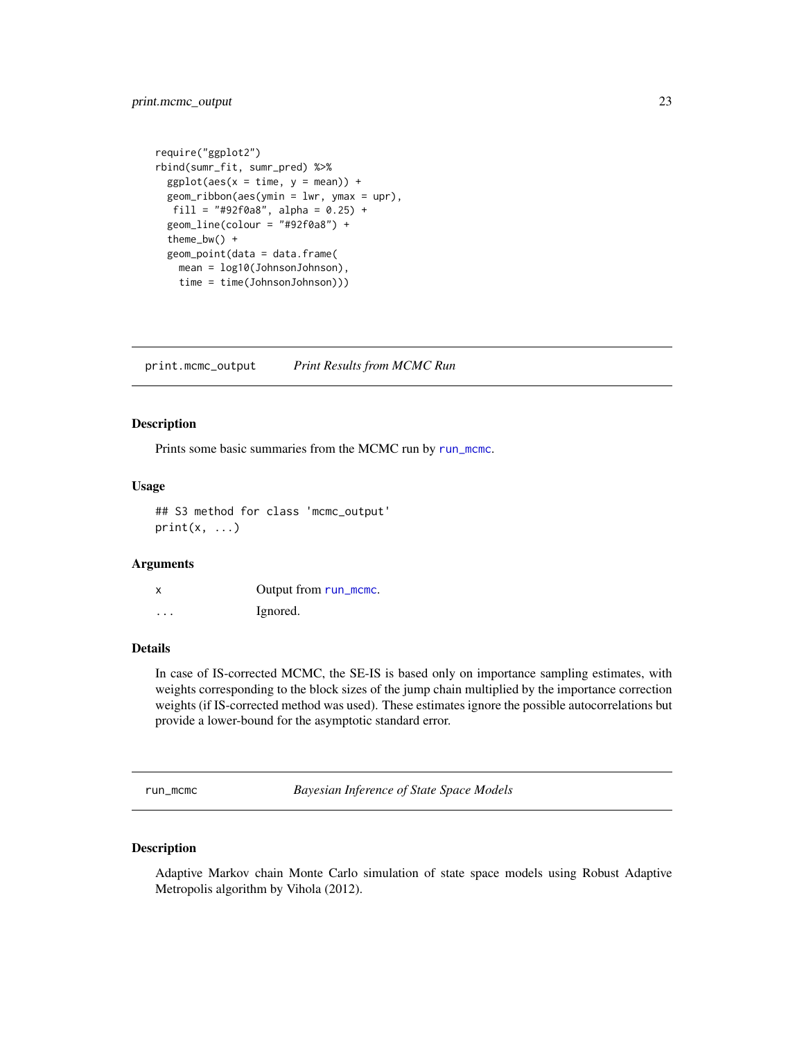```
require("ggplot2")
rbind(sumr_fit, sumr_pred) %>%
  ggplot(aes(x = time, y = mean)) +
  geom_ribbon(aes(ymin = lwr, ymax = upr),
   fill = "#92f0a8", alpha = 0.25) +
  geom_line(colour = "#92f0a8") +
  theme_bw() +
  geom_point(data = data.frame(
    mean = log10(JohnsonJohnson),
    time = time(JohnsonJohnson)))
```

---

## print.mcmc_output — *Print Results from MCMC Run*

### Description

Prints some basic summaries from the MCMC run by `run_mcmc`.

### Usage

```
## S3 method for class 'mcmc_output'
print(x, ...)
```

### Arguments

| | |
|---|---|
| `x` | Output from `run_mcmc`. |
| `...` | Ignored. |

### Details

In case of IS-corrected MCMC, the SE-IS is based only on importance sampling estimates, with weights corresponding to the block sizes of the jump chain multiplied by the importance correction weights (if IS-corrected method was used). These estimates ignore the possible autocorrelations but provide a lower-bound for the asymptotic standard error.

---

## run_mcmc — *Bayesian Inference of State Space Models*

### Description

Adaptive Markov chain Monte Carlo simulation of state space models using Robust Adaptive Metropolis algorithm by Vihola (2012).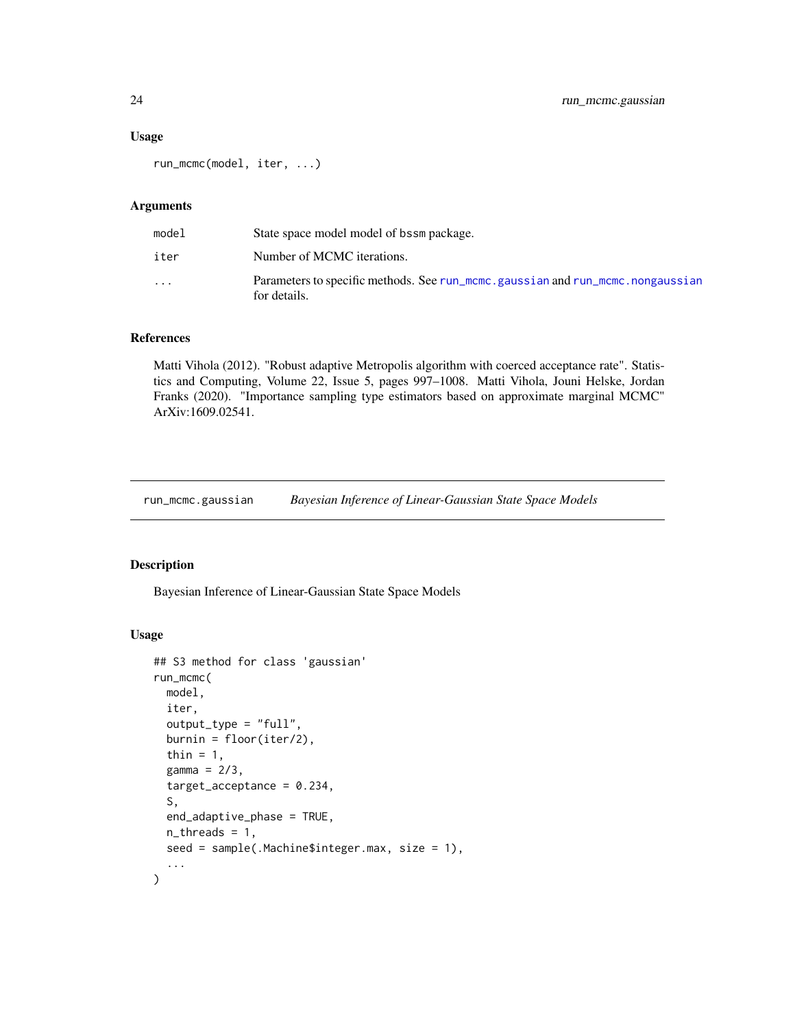### Usage

```
run_mcmc(model, iter, ...)
```

### Arguments

| | |
|---|---|
| model | State space model model of bssm package. |
| iter | Number of MCMC iterations. |
| ... | Parameters to specific methods. See run_mcmc.gaussian and run_mcmc.nongaussian for details. |

### References

Matti Vihola (2012). "Robust adaptive Metropolis algorithm with coerced acceptance rate". Statistics and Computing, Volume 22, Issue 5, pages 997–1008. Matti Vihola, Jouni Helske, Jordan Franks (2020). "Importance sampling type estimators based on approximate marginal MCMC" ArXiv:1609.02541.

---

## run_mcmc.gaussian *Bayesian Inference of Linear-Gaussian State Space Models*

### Description

Bayesian Inference of Linear-Gaussian State Space Models

### Usage

```
## S3 method for class 'gaussian'
run_mcmc(
  model,
  iter,
  output_type = "full",
  burnin = floor(iter/2),
  thin = 1,
  gamma = 2/3,
  target_acceptance = 0.234,
  S,
  end_adaptive_phase = TRUE,
  n_threads = 1,
  seed = sample(.Machine$integer.max, size = 1),
  ...
)
```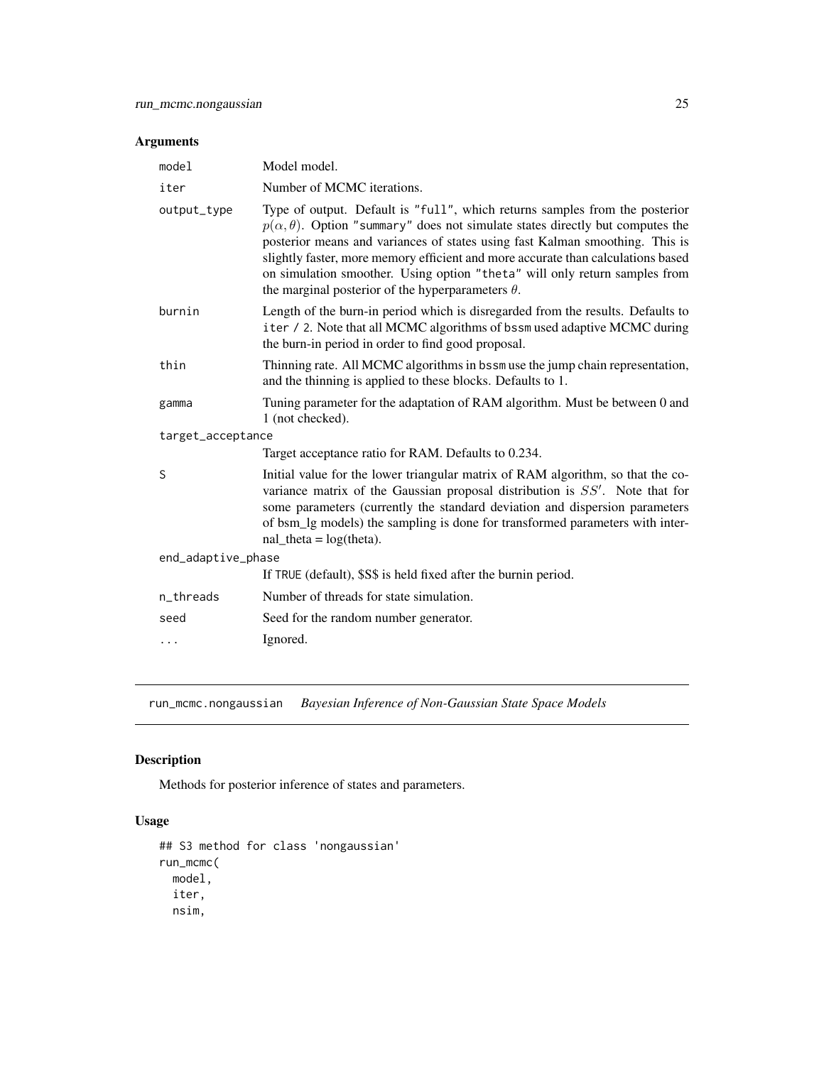### Arguments

| | |
|---|---|
| `model` | Model model. |
| `iter` | Number of MCMC iterations. |
| `output_type` | Type of output. Default is `"full"`, which returns samples from the posterior $p(\alpha, \theta)$. Option `"summary"` does not simulate states directly but computes the posterior means and variances of states using fast Kalman smoothing. This is slightly faster, more memory efficient and more accurate than calculations based on simulation smoother. Using option `"theta"` will only return samples from the marginal posterior of the hyperparameters $\theta$. |
| `burnin` | Length of the burn-in period which is disregarded from the results. Defaults to `iter / 2`. Note that all MCMC algorithms of `bssm` used adaptive MCMC during the burn-in period in order to find good proposal. |
| `thin` | Thinning rate. All MCMC algorithms in `bssm` use the jump chain representation, and the thinning is applied to these blocks. Defaults to 1. |
| `gamma` | Tuning parameter for the adaptation of RAM algorithm. Must be between 0 and 1 (not checked). |
| `target_acceptance` | Target acceptance ratio for RAM. Defaults to 0.234. |
| `S` | Initial value for the lower triangular matrix of RAM algorithm, so that the covariance matrix of the Gaussian proposal distribution is $SS'$. Note that for some parameters (currently the standard deviation and dispersion parameters of bsm_lg models) the sampling is done for transformed parameters with internal_theta = log(theta). |
| `end_adaptive_phase` | If `TRUE` (default), $S$ is held fixed after the burnin period. |
| `n_threads` | Number of threads for state simulation. |
| `seed` | Seed for the random number generator. |
| `...` | Ignored. |

---

## run_mcmc.nongaussian *Bayesian Inference of Non-Gaussian State Space Models*

### Description

Methods for posterior inference of states and parameters.

### Usage

```
## S3 method for class 'nongaussian'
run_mcmc(
  model,
  iter,
  nsim,
```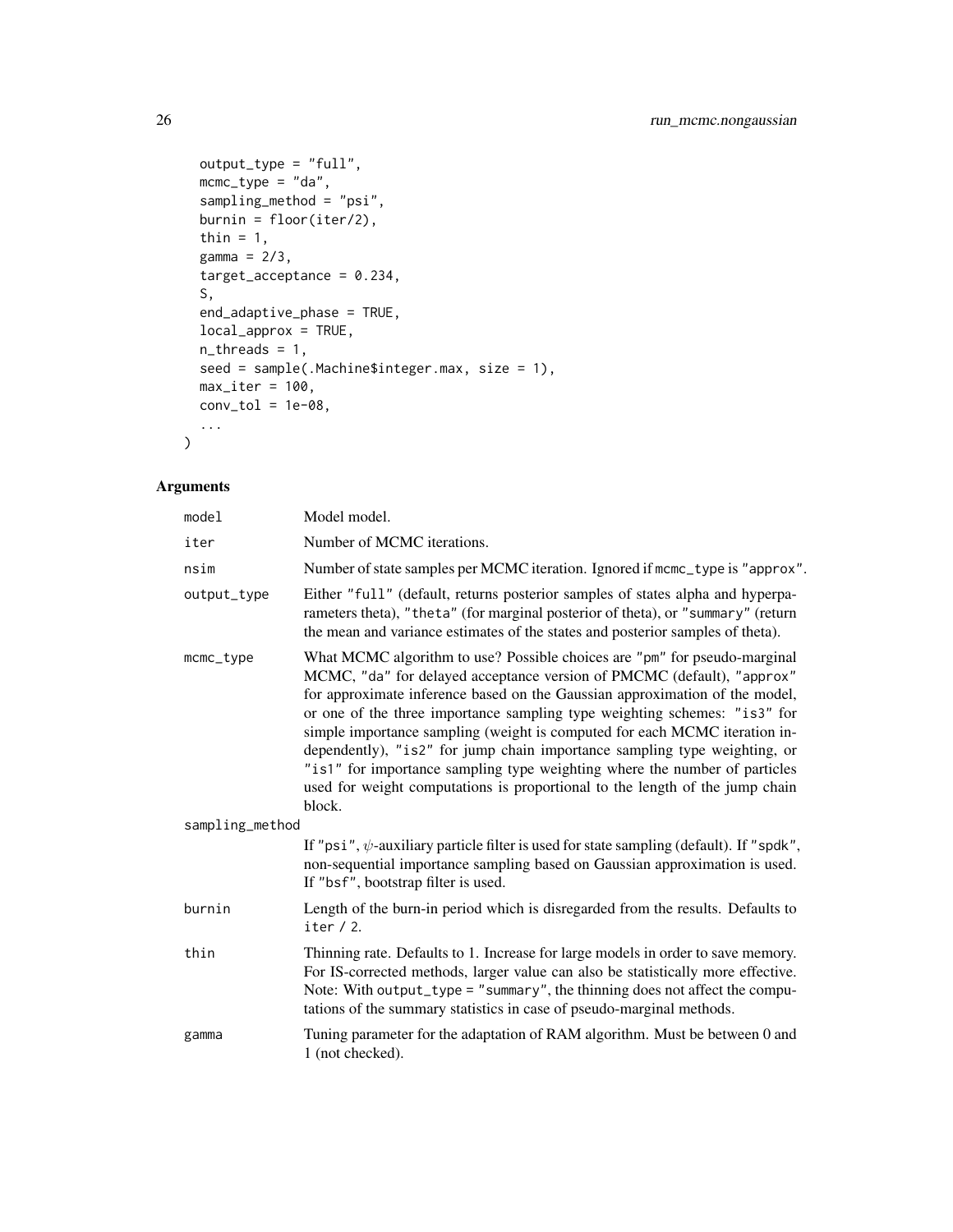```
  output_type = "full",
  mcmc_type = "da",
  sampling_method = "psi",
  burnin = floor(iter/2),
  thin = 1,
  gamma = 2/3,
  target_acceptance = 0.234,
  S,
  end_adaptive_phase = TRUE,
  local_approx = TRUE,
  n_threads = 1,
  seed = sample(.Machine$integer.max, size = 1),
  max_iter = 100,
  conv_tol = 1e-08,
  ...
)
```

## Arguments

| | |
|---|---|
| `model` | Model model. |
| `iter` | Number of MCMC iterations. |
| `nsim` | Number of state samples per MCMC iteration. Ignored if `mcmc_type` is `"approx"`. |
| `output_type` | Either `"full"` (default, returns posterior samples of states alpha and hyperparameters theta), `"theta"` (for marginal posterior of theta), or `"summary"` (return the mean and variance estimates of the states and posterior samples of theta). |
| `mcmc_type` | What MCMC algorithm to use? Possible choices are `"pm"` for pseudo-marginal MCMC, `"da"` for delayed acceptance version of PMCMC (default), `"approx"` for approximate inference based on the Gaussian approximation of the model, or one of the three importance sampling type weighting schemes: `"is3"` for simple importance sampling (weight is computed for each MCMC iteration independently), `"is2"` for jump chain importance sampling type weighting, or `"is1"` for importance sampling type weighting where the number of particles used for weight computations is proportional to the length of the jump chain block. |
| `sampling_method` | If `"psi"`, $\psi$-auxiliary particle filter is used for state sampling (default). If `"spdk"`, non-sequential importance sampling based on Gaussian approximation is used. If `"bsf"`, bootstrap filter is used. |
| `burnin` | Length of the burn-in period which is disregarded from the results. Defaults to `iter / 2`. |
| `thin` | Thinning rate. Defaults to 1. Increase for large models in order to save memory. For IS-corrected methods, larger value can also be statistically more effective. Note: With `output_type = "summary"`, the thinning does not affect the computations of the summary statistics in case of pseudo-marginal methods. |
| `gamma` | Tuning parameter for the adaptation of RAM algorithm. Must be between 0 and 1 (not checked). |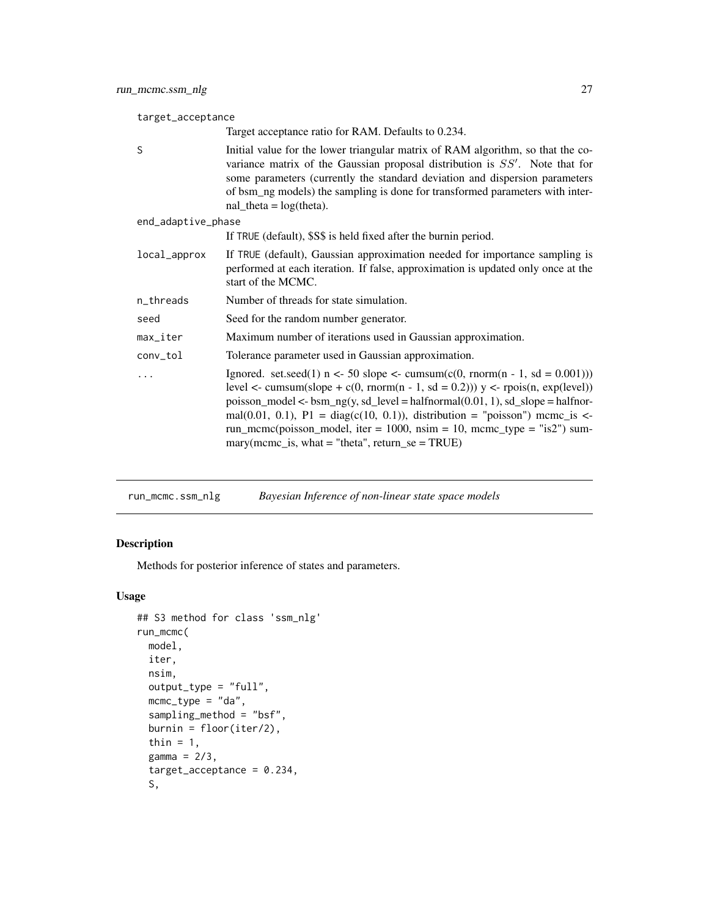target_acceptance
: Target acceptance ratio for RAM. Defaults to 0.234.

S
: Initial value for the lower triangular matrix of RAM algorithm, so that the covariance matrix of the Gaussian proposal distribution is $SS'$. Note that for some parameters (currently the standard deviation and dispersion parameters of bsm_ng models) the sampling is done for transformed parameters with internal_theta = log(theta).

end_adaptive_phase
: If TRUE (default), $S$ is held fixed after the burnin period.

local_approx
: If TRUE (default), Gaussian approximation needed for importance sampling is performed at each iteration. If false, approximation is updated only once at the start of the MCMC.

n_threads
: Number of threads for state simulation.

seed
: Seed for the random number generator.

max_iter
: Maximum number of iterations used in Gaussian approximation.

conv_tol
: Tolerance parameter used in Gaussian approximation.

...
: Ignored. set.seed(1) n <- 50 slope <- cumsum(c(0, rnorm(n - 1, sd = 0.001))) level <- cumsum(slope + c(0, rnorm(n - 1, sd = 0.2))) y <- rpois(n, exp(level)) poisson_model <- bsm_ng(y, sd_level = halfnormal(0.01, 1), sd_slope = halfnormal(0.01, 0.1), P1 = diag(c(10, 0.1)), distribution = "poisson") mcmc_is <- run_mcmc(poisson_model, iter = 1000, nsim = 10, mcmc_type = "is2") summary(mcmc_is, what = "theta", return_se = TRUE)

---

## run_mcmc.ssm_nlg — *Bayesian Inference of non-linear state space models*

### Description

Methods for posterior inference of states and parameters.

### Usage

```
## S3 method for class 'ssm_nlg'
run_mcmc(
  model,
  iter,
  nsim,
  output_type = "full",
  mcmc_type = "da",
  sampling_method = "bsf",
  burnin = floor(iter/2),
  thin = 1,
  gamma = 2/3,
  target_acceptance = 0.234,
  S,
```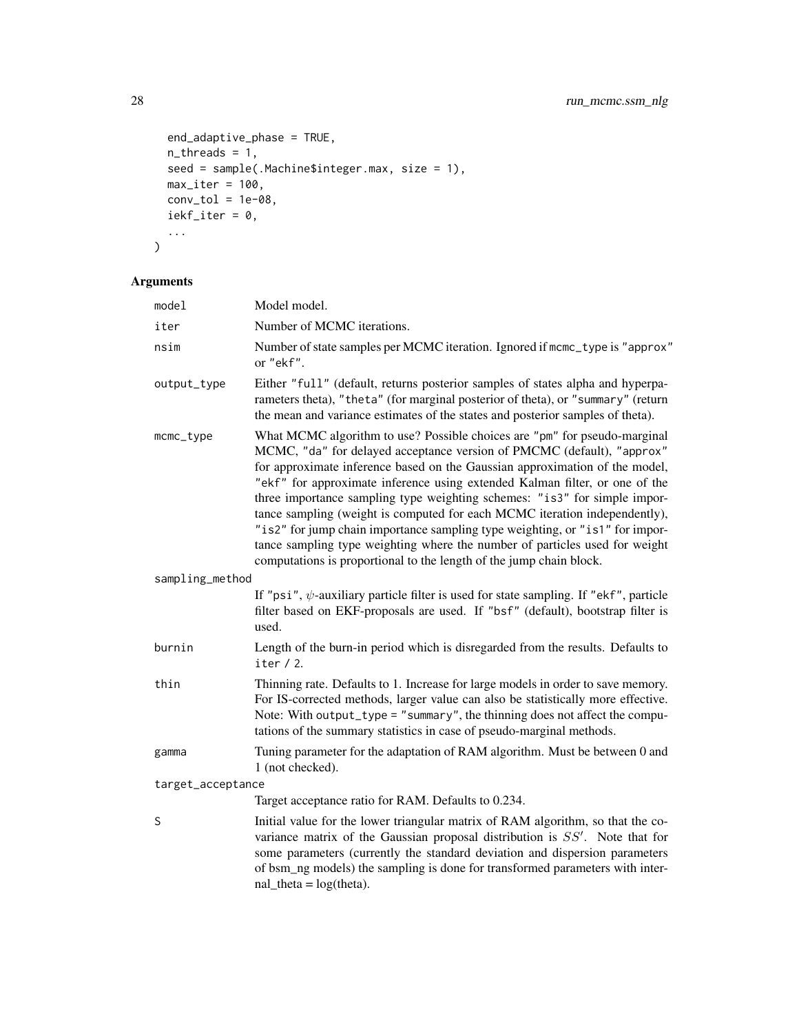```
  end_adaptive_phase = TRUE,
  n_threads = 1,
  seed = sample(.Machine$integer.max, size = 1),
  max_iter = 100,
  conv_tol = 1e-08,
  iekf_iter = 0,
  ...
)
```

## Arguments

| | |
|---|---|
| model | Model model. |
| iter | Number of MCMC iterations. |
| nsim | Number of state samples per MCMC iteration. Ignored if `mcmc_type` is `"approx"` or `"ekf"`. |
| output_type | Either `"full"` (default, returns posterior samples of states alpha and hyperparameters theta), `"theta"` (for marginal posterior of theta), or `"summary"` (return the mean and variance estimates of the states and posterior samples of theta). |
| mcmc_type | What MCMC algorithm to use? Possible choices are `"pm"` for pseudo-marginal MCMC, `"da"` for delayed acceptance version of PMCMC (default), `"approx"` for approximate inference based on the Gaussian approximation of the model, `"ekf"` for approximate inference using extended Kalman filter, or one of the three importance sampling type weighting schemes: `"is3"` for simple importance sampling (weight is computed for each MCMC iteration independently), `"is2"` for jump chain importance sampling type weighting, or `"is1"` for importance sampling type weighting where the number of particles used for weight computations is proportional to the length of the jump chain block. |
| sampling_method | If `"psi"`, $\psi$-auxiliary particle filter is used for state sampling. If `"ekf"`, particle filter based on EKF-proposals are used. If `"bsf"` (default), bootstrap filter is used. |
| burnin | Length of the burn-in period which is disregarded from the results. Defaults to `iter / 2`. |
| thin | Thinning rate. Defaults to 1. Increase for large models in order to save memory. For IS-corrected methods, larger value can also be statistically more effective. Note: With `output_type = "summary"`, the thinning does not affect the computations of the summary statistics in case of pseudo-marginal methods. |
| gamma | Tuning parameter for the adaptation of RAM algorithm. Must be between 0 and 1 (not checked). |
| target_acceptance | Target acceptance ratio for RAM. Defaults to 0.234. |
| S | Initial value for the lower triangular matrix of RAM algorithm, so that the covariance matrix of the Gaussian proposal distribution is $SS'$. Note that for some parameters (currently the standard deviation and dispersion parameters of bsm_ng models) the sampling is done for transformed parameters with internal_theta = log(theta). |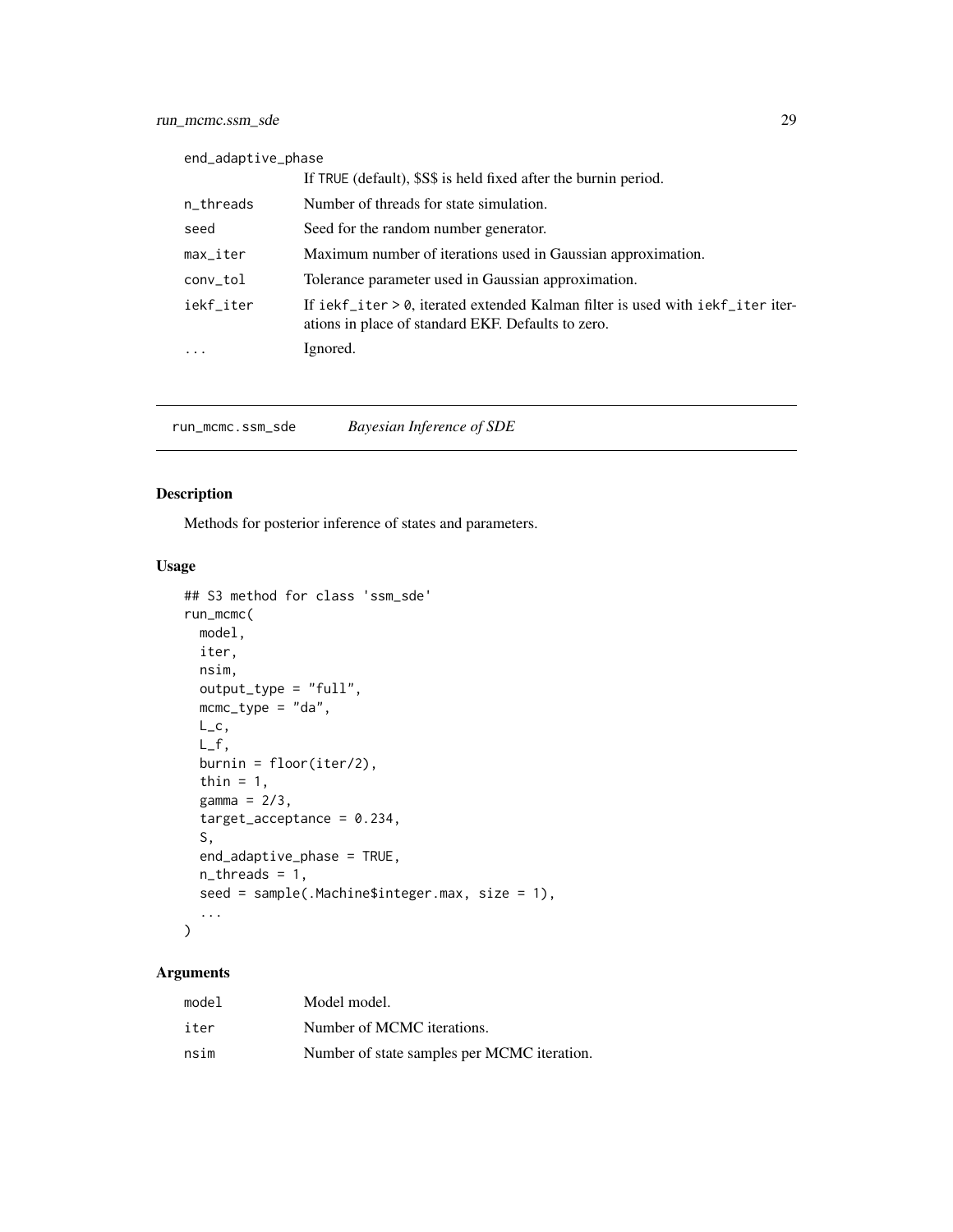| | |
|---|---|
| end_adaptive_phase | If TRUE (default), $S$ is held fixed after the burnin period. |
| n_threads | Number of threads for state simulation. |
| seed | Seed for the random number generator. |
| max_iter | Maximum number of iterations used in Gaussian approximation. |
| conv_tol | Tolerance parameter used in Gaussian approximation. |
| iekf_iter | If iekf_iter > 0, iterated extended Kalman filter is used with iekf_iter iterations in place of standard EKF. Defaults to zero. |
| ... | Ignored. |

## run_mcmc.ssm_sde *Bayesian Inference of SDE*

### Description

Methods for posterior inference of states and parameters.

### Usage

```
## S3 method for class 'ssm_sde'
run_mcmc(
  model,
  iter,
  nsim,
  output_type = "full",
  mcmc_type = "da",
  L_c,
  L_f,
  burnin = floor(iter/2),
  thin = 1,
  gamma = 2/3,
  target_acceptance = 0.234,
  S,
  end_adaptive_phase = TRUE,
  n_threads = 1,
  seed = sample(.Machine$integer.max, size = 1),
  ...
)
```

### Arguments

| | |
|---|---|
| model | Model model. |
| iter | Number of MCMC iterations. |
| nsim | Number of state samples per MCMC iteration. |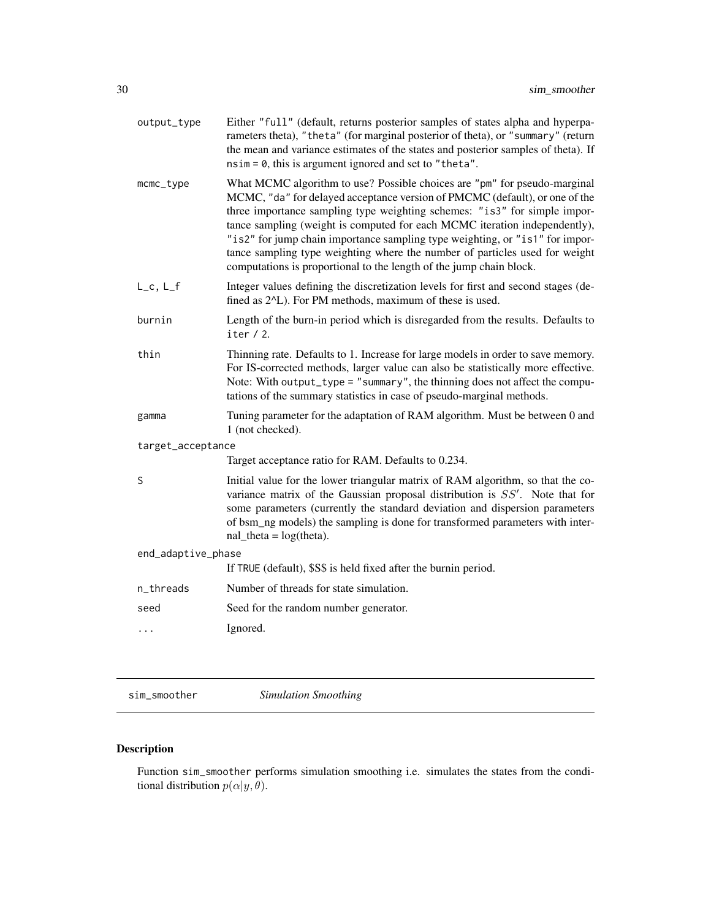| | |
|---|---|
| output_type | Either "full" (default, returns posterior samples of states alpha and hyperparameters theta), "theta" (for marginal posterior of theta), or "summary" (return the mean and variance estimates of the states and posterior samples of theta). If nsim = 0, this is argument ignored and set to "theta". |
| mcmc_type | What MCMC algorithm to use? Possible choices are "pm" for pseudo-marginal MCMC, "da" for delayed acceptance version of PMCMC (default), or one of the three importance sampling type weighting schemes: "is3" for simple importance sampling (weight is computed for each MCMC iteration independently), "is2" for jump chain importance sampling type weighting, or "is1" for importance sampling type weighting where the number of particles used for weight computations is proportional to the length of the jump chain block. |
| L_c, L_f | Integer values defining the discretization levels for first and second stages (defined as 2^L). For PM methods, maximum of these is used. |
| burnin | Length of the burn-in period which is disregarded from the results. Defaults to iter / 2. |
| thin | Thinning rate. Defaults to 1. Increase for large models in order to save memory. For IS-corrected methods, larger value can also be statistically more effective. Note: With output_type = "summary", the thinning does not affect the computations of the summary statistics in case of pseudo-marginal methods. |
| gamma | Tuning parameter for the adaptation of RAM algorithm. Must be between 0 and 1 (not checked). |
| target_acceptance | Target acceptance ratio for RAM. Defaults to 0.234. |
| S | Initial value for the lower triangular matrix of RAM algorithm, so that the covariance matrix of the Gaussian proposal distribution is $SS'$. Note that for some parameters (currently the standard deviation and dispersion parameters of bsm_ng models) the sampling is done for transformed parameters with internal_theta = log(theta). |
| end_adaptive_phase | If TRUE (default), $S$ is held fixed after the burnin period. |
| n_threads | Number of threads for state simulation. |
| seed | Seed for the random number generator. |
| ... | Ignored. |

## sim_smoother *Simulation Smoothing*

### Description

Function sim_smoother performs simulation smoothing i.e. simulates the states from the conditional distribution $p(\alpha|y, \theta)$.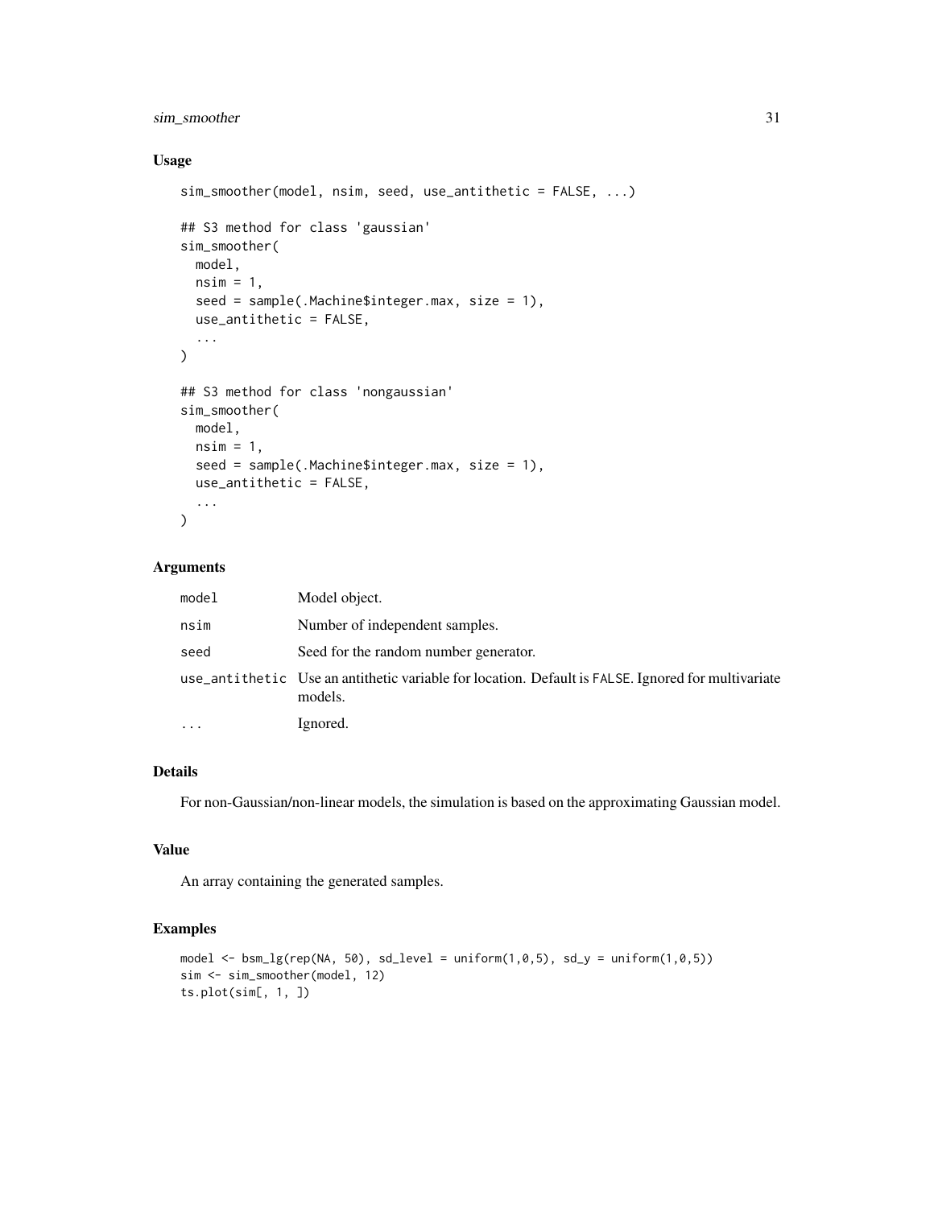## Usage

```
sim_smoother(model, nsim, seed, use_antithetic = FALSE, ...)

## S3 method for class 'gaussian'
sim_smoother(
  model,
  nsim = 1,
  seed = sample(.Machine$integer.max, size = 1),
  use_antithetic = FALSE,
  ...
)

## S3 method for class 'nongaussian'
sim_smoother(
  model,
  nsim = 1,
  seed = sample(.Machine$integer.max, size = 1),
  use_antithetic = FALSE,
  ...
)
```

## Arguments

| | |
|---|---|
| `model` | Model object. |
| `nsim` | Number of independent samples. |
| `seed` | Seed for the random number generator. |
| `use_antithetic` | Use an antithetic variable for location. Default is `FALSE`. Ignored for multivariate models. |
| `...` | Ignored. |

## Details

For non-Gaussian/non-linear models, the simulation is based on the approximating Gaussian model.

## Value

An array containing the generated samples.

## Examples

```
model <- bsm_lg(rep(NA, 50), sd_level = uniform(1,0,5), sd_y = uniform(1,0,5))
sim <- sim_smoother(model, 12)
ts.plot(sim[, 1, ])
```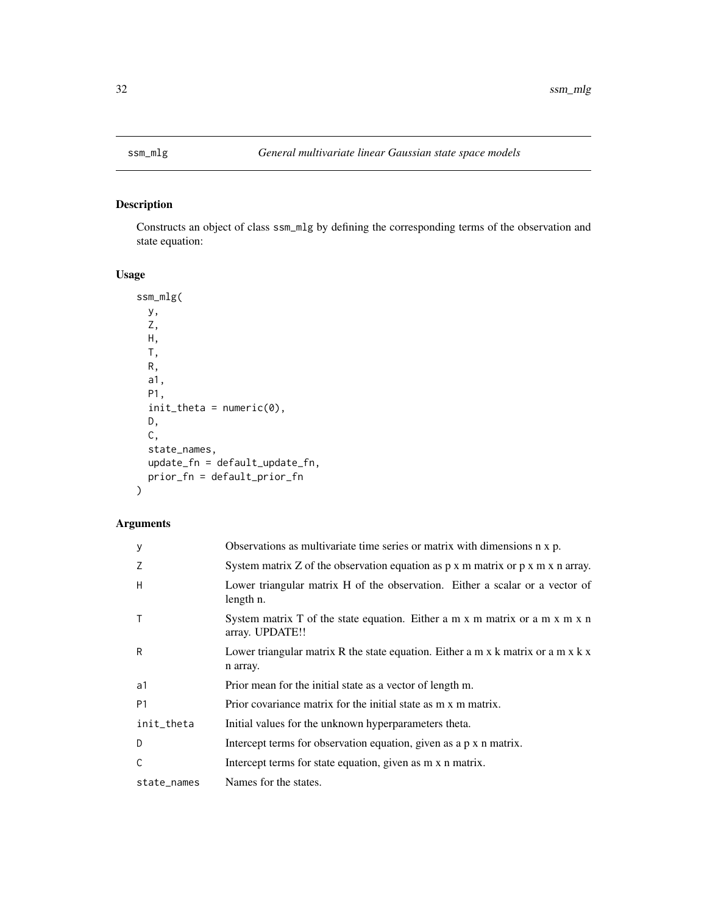## ssm_mlg *General multivariate linear Gaussian state space models*

### Description

Constructs an object of class ssm_mlg by defining the corresponding terms of the observation and state equation:

### Usage

```
ssm_mlg(
  y,
  Z,
  H,
  T,
  R,
  a1,
  P1,
  init_theta = numeric(0),
  D,
  C,
  state_names,
  update_fn = default_update_fn,
  prior_fn = default_prior_fn
)
```

### Arguments

| | |
|---|---|
| y | Observations as multivariate time series or matrix with dimensions n x p. |
| Z | System matrix Z of the observation equation as p x m matrix or p x m x n array. |
| H | Lower triangular matrix H of the observation. Either a scalar or a vector of length n. |
| T | System matrix T of the state equation. Either a m x m matrix or a m x m x n array. UPDATE!! |
| R | Lower triangular matrix R the state equation. Either a m x k matrix or a m x k x n array. |
| a1 | Prior mean for the initial state as a vector of length m. |
| P1 | Prior covariance matrix for the initial state as m x m matrix. |
| init_theta | Initial values for the unknown hyperparameters theta. |
| D | Intercept terms for observation equation, given as a p x n matrix. |
| C | Intercept terms for state equation, given as m x n matrix. |
| state_names | Names for the states. |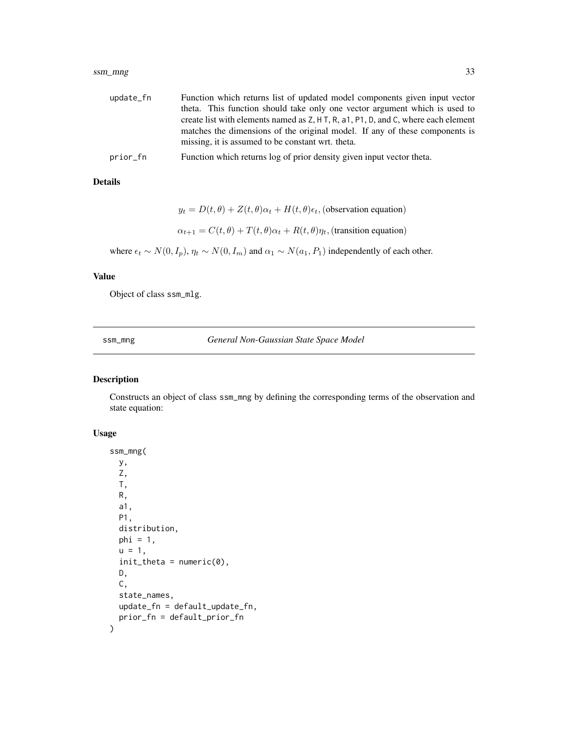update_fn Function which returns list of updated model components given input vector theta. This function should take only one vector argument which is used to create list with elements named as Z, H T, R, a1, P1, D, and C, where each element matches the dimensions of the original model. If any of these components is missing, it is assumed to be constant wrt. theta.

prior_fn Function which returns log of prior density given input vector theta.

### Details

$$y_t = D(t, \theta) + Z(t, \theta)\alpha_t + H(t, \theta)\epsilon_t, \text{(observation equation)}$$

$$\alpha_{t+1} = C(t, \theta) + T(t, \theta)\alpha_t + R(t, \theta)\eta_t, \text{(transition equation)}$$

where $\epsilon_t \sim N(0, I_p)$, $\eta_t \sim N(0, I_m)$ and $\alpha_1 \sim N(a_1, P_1)$ independently of each other.

### Value

Object of class ssm_mlg.

---

## ssm_mng *General Non-Gaussian State Space Model*

### Description

Constructs an object of class ssm_mng by defining the corresponding terms of the observation and state equation:

### Usage

```
ssm_mng(
  y,
  Z,
  T,
  R,
  a1,
  P1,
  distribution,
  phi = 1,
  u = 1,
  init_theta = numeric(0),
  D,
  C,
  state_names,
  update_fn = default_update_fn,
  prior_fn = default_prior_fn
)
```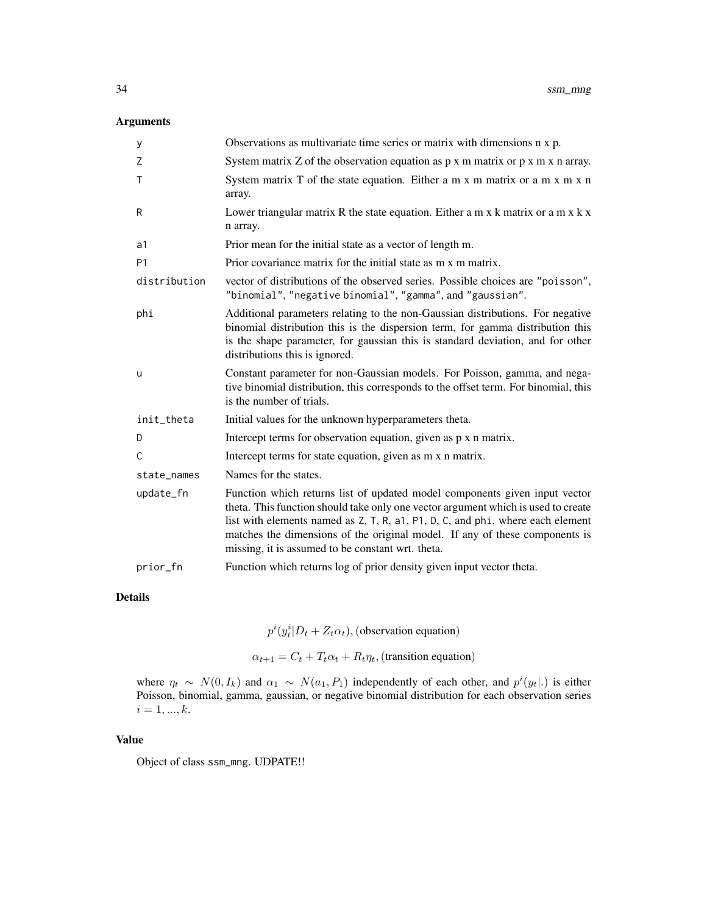## Arguments

| | |
|---|---|
| y | Observations as multivariate time series or matrix with dimensions n x p. |
| Z | System matrix Z of the observation equation as p x m matrix or p x m x n array. |
| T | System matrix T of the state equation. Either a m x m matrix or a m x m x n array. |
| R | Lower triangular matrix R the state equation. Either a m x k matrix or a m x k x n array. |
| a1 | Prior mean for the initial state as a vector of length m. |
| P1 | Prior covariance matrix for the initial state as m x m matrix. |
| distribution | vector of distributions of the observed series. Possible choices are "poisson", "binomial", "negative binomial", "gamma", and "gaussian". |
| phi | Additional parameters relating to the non-Gaussian distributions. For negative binomial distribution this is the dispersion term, for gamma distribution this is the shape parameter, for gaussian this is standard deviation, and for other distributions this is ignored. |
| u | Constant parameter for non-Gaussian models. For Poisson, gamma, and negative binomial distribution, this corresponds to the offset term. For binomial, this is the number of trials. |
| init_theta | Initial values for the unknown hyperparameters theta. |
| D | Intercept terms for observation equation, given as p x n matrix. |
| C | Intercept terms for state equation, given as m x n matrix. |
| state_names | Names for the states. |
| update_fn | Function which returns list of updated model components given input vector theta. This function should take only one vector argument which is used to create list with elements named as Z, T, R, a1, P1, D, C, and phi, where each element matches the dimensions of the original model. If any of these components is missing, it is assumed to be constant wrt. theta. |
| prior_fn | Function which returns log of prior density given input vector theta. |

## Details

$$p^i(y^i_t | D_t + Z_t \alpha_t), \text{(observation equation)}$$

$$\alpha_{t+1} = C_t + T_t \alpha_t + R_t \eta_t, \text{(transition equation)}$$

where $\eta_t \sim N(0, I_k)$ and $\alpha_1 \sim N(a_1, P_1)$ independently of each other, and $p^i(y_t|.)$ is either Poisson, binomial, gamma, gaussian, or negative binomial distribution for each observation series $i = 1, ..., k$.

## Value

Object of class ssm_mng. UDPATE!!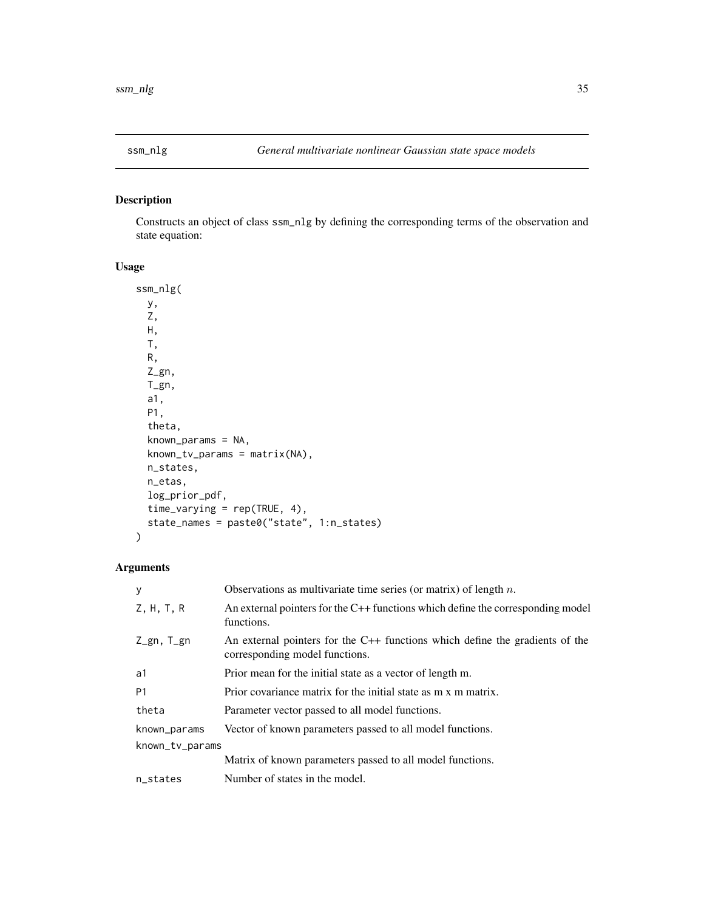# ssm_nlg — *General multivariate nonlinear Gaussian state space models*

## Description

Constructs an object of class ssm_nlg by defining the corresponding terms of the observation and state equation:

## Usage

```
ssm_nlg(
  y,
  Z,
  H,
  T,
  R,
  Z_gn,
  T_gn,
  a1,
  P1,
  theta,
  known_params = NA,
  known_tv_params = matrix(NA),
  n_states,
  n_etas,
  log_prior_pdf,
  time_varying = rep(TRUE, 4),
  state_names = paste0("state", 1:n_states)
)
```

## Arguments

| | |
|---|---|
| y | Observations as multivariate time series (or matrix) of length $n$. |
| Z, H, T, R | An external pointers for the C++ functions which define the corresponding model functions. |
| Z_gn, T_gn | An external pointers for the C++ functions which define the gradients of the corresponding model functions. |
| a1 | Prior mean for the initial state as a vector of length m. |
| P1 | Prior covariance matrix for the initial state as m x m matrix. |
| theta | Parameter vector passed to all model functions. |
| known_params | Vector of known parameters passed to all model functions. |
| known_tv_params | Matrix of known parameters passed to all model functions. |
| n_states | Number of states in the model. |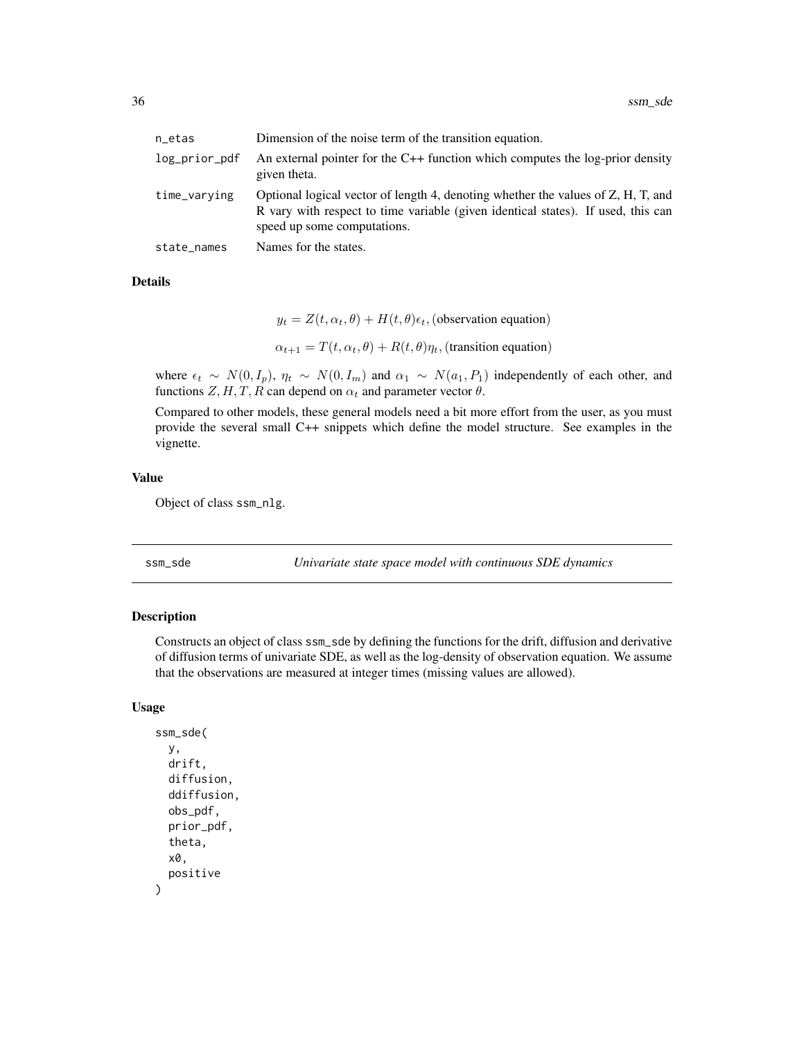| | |
|---|---|
| n_etas | Dimension of the noise term of the transition equation. |
| log_prior_pdf | An external pointer for the C++ function which computes the log-prior density given theta. |
| time_varying | Optional logical vector of length 4, denoting whether the values of Z, H, T, and R vary with respect to time variable (given identical states). If used, this can speed up some computations. |
| state_names | Names for the states. |

### Details

$$y_t = Z(t, \alpha_t, \theta) + H(t, \theta)\epsilon_t, \text{(observation equation)}$$

$$\alpha_{t+1} = T(t, \alpha_t, \theta) + R(t, \theta)\eta_t, \text{(transition equation)}$$

where $\epsilon_t \sim N(0, I_p)$, $\eta_t \sim N(0, I_m)$ and $\alpha_1 \sim N(a_1, P_1)$ independently of each other, and functions $Z, H, T, R$ can depend on $\alpha_t$ and parameter vector $\theta$.

Compared to other models, these general models need a bit more effort from the user, as you must provide the several small C++ snippets which define the model structure. See examples in the vignette.

### Value

Object of class ssm_nlg.

---

## ssm_sde — *Univariate state space model with continuous SDE dynamics*

### Description

Constructs an object of class ssm_sde by defining the functions for the drift, diffusion and derivative of diffusion terms of univariate SDE, as well as the log-density of observation equation. We assume that the observations are measured at integer times (missing values are allowed).

### Usage

```
ssm_sde(
  y,
  drift,
  diffusion,
  ddiffusion,
  obs_pdf,
  prior_pdf,
  theta,
  x0,
  positive
)
```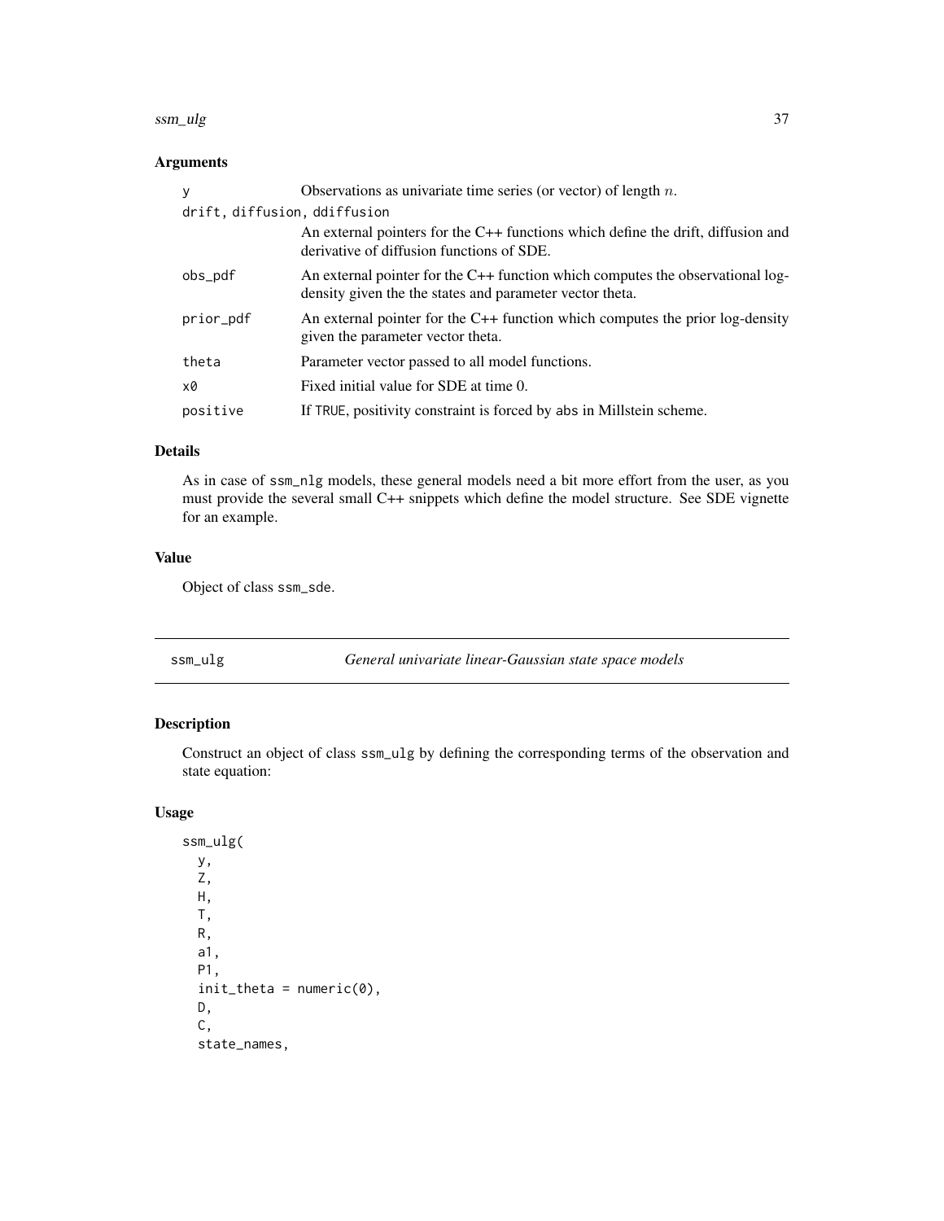## Arguments

| | |
|---|---|
| y | Observations as univariate time series (or vector) of length $n$. |
| drift, diffusion, ddiffusion | An external pointers for the C++ functions which define the drift, diffusion and derivative of diffusion functions of SDE. |
| obs_pdf | An external pointer for the C++ function which computes the observational log-density given the the states and parameter vector theta. |
| prior_pdf | An external pointer for the C++ function which computes the prior log-density given the parameter vector theta. |
| theta | Parameter vector passed to all model functions. |
| x0 | Fixed initial value for SDE at time 0. |
| positive | If TRUE, positivity constraint is forced by abs in Millstein scheme. |

## Details

As in case of ssm_nlg models, these general models need a bit more effort from the user, as you must provide the several small C++ snippets which define the model structure. See SDE vignette for an example.

## Value

Object of class ssm_sde.

---

# ssm_ulg — *General univariate linear-Gaussian state space models*

## Description

Construct an object of class ssm_ulg by defining the corresponding terms of the observation and state equation:

## Usage

```
ssm_ulg(
  y,
  Z,
  H,
  T,
  R,
  a1,
  P1,
  init_theta = numeric(0),
  D,
  C,
  state_names,
```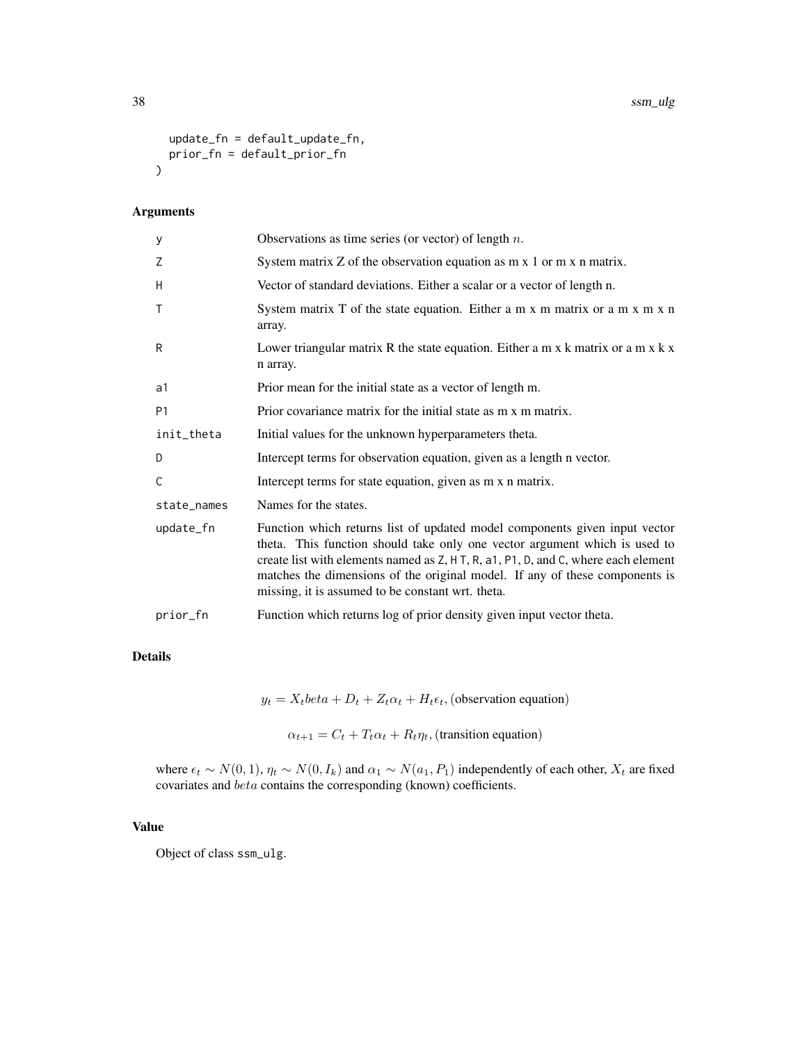```
  update_fn = default_update_fn,
  prior_fn = default_prior_fn
)
```

## Arguments

| | |
|---|---|
| y | Observations as time series (or vector) of length $n$. |
| Z | System matrix Z of the observation equation as m x 1 or m x n matrix. |
| H | Vector of standard deviations. Either a scalar or a vector of length n. |
| T | System matrix T of the state equation. Either a m x m matrix or a m x m x n array. |
| R | Lower triangular matrix R the state equation. Either a m x k matrix or a m x k x n array. |
| a1 | Prior mean for the initial state as a vector of length m. |
| P1 | Prior covariance matrix for the initial state as m x m matrix. |
| init_theta | Initial values for the unknown hyperparameters theta. |
| D | Intercept terms for observation equation, given as a length n vector. |
| C | Intercept terms for state equation, given as m x n matrix. |
| state_names | Names for the states. |
| update_fn | Function which returns list of updated model components given input vector theta. This function should take only one vector argument which is used to create list with elements named as Z, H T, R, a1, P1, D, and C, where each element matches the dimensions of the original model. If any of these components is missing, it is assumed to be constant wrt. theta. |
| prior_fn | Function which returns log of prior density given input vector theta. |

## Details

$$y_t = X_t beta + D_t + Z_t\alpha_t + H_t\epsilon_t, \text{(observation equation)}$$

$$\alpha_{t+1} = C_t + T_t\alpha_t + R_t\eta_t, \text{(transition equation)}$$

where $\epsilon_t \sim N(0, 1)$, $\eta_t \sim N(0, I_k)$ and $\alpha_1 \sim N(a_1, P_1)$ independently of each other, $X_t$ are fixed covariates and $beta$ contains the corresponding (known) coefficients.

## Value

Object of class ssm_ulg.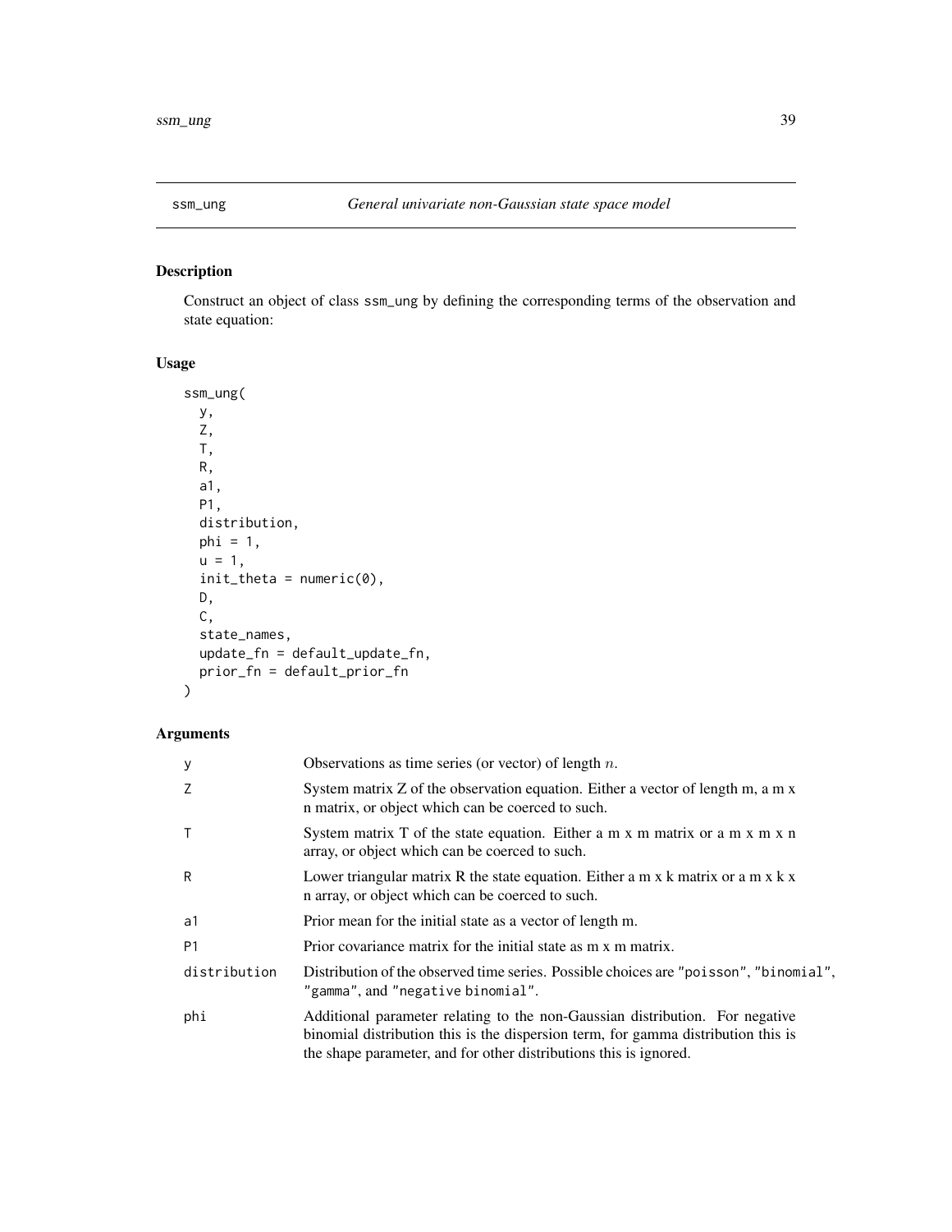# ssm_ung — *General univariate non-Gaussian state space model*

## Description

Construct an object of class ssm_ung by defining the corresponding terms of the observation and state equation:

## Usage

```
ssm_ung(
  y,
  Z,
  T,
  R,
  a1,
  P1,
  distribution,
  phi = 1,
  u = 1,
  init_theta = numeric(0),
  D,
  C,
  state_names,
  update_fn = default_update_fn,
  prior_fn = default_prior_fn
)
```

## Arguments

| Argument | Description |
|---|---|
| y | Observations as time series (or vector) of length $n$. |
| Z | System matrix Z of the observation equation. Either a vector of length m, a m x n matrix, or object which can be coerced to such. |
| T | System matrix T of the state equation. Either a m x m matrix or a m x m x n array, or object which can be coerced to such. |
| R | Lower triangular matrix R the state equation. Either a m x k matrix or a m x k x n array, or object which can be coerced to such. |
| a1 | Prior mean for the initial state as a vector of length m. |
| P1 | Prior covariance matrix for the initial state as m x m matrix. |
| distribution | Distribution of the observed time series. Possible choices are "poisson", "binomial", "gamma", and "negative binomial". |
| phi | Additional parameter relating to the non-Gaussian distribution. For negative binomial distribution this is the dispersion term, for gamma distribution this is the shape parameter, and for other distributions this is ignored. |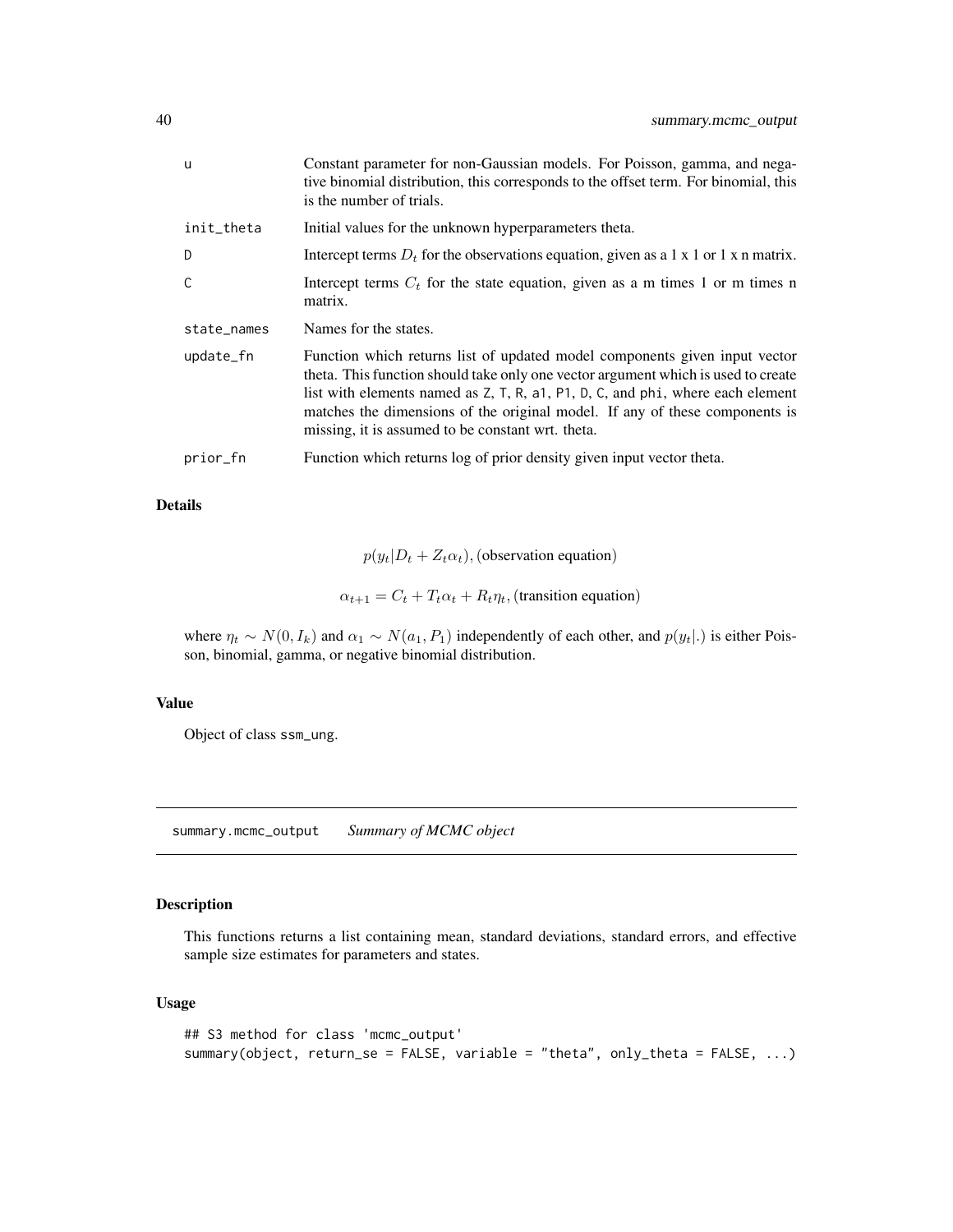| | |
|---|---|
| u | Constant parameter for non-Gaussian models. For Poisson, gamma, and negative binomial distribution, this corresponds to the offset term. For binomial, this is the number of trials. |
| init_theta | Initial values for the unknown hyperparameters theta. |
| D | Intercept terms $D_t$ for the observations equation, given as a 1 x 1 or 1 x n matrix. |
| C | Intercept terms $C_t$ for the state equation, given as a m times 1 or m times n matrix. |
| state_names | Names for the states. |
| update_fn | Function which returns list of updated model components given input vector theta. This function should take only one vector argument which is used to create list with elements named as Z, T, R, a1, P1, D, C, and phi, where each element matches the dimensions of the original model. If any of these components is missing, it is assumed to be constant wrt. theta. |
| prior_fn | Function which returns log of prior density given input vector theta. |

### Details

$$p(y_t|D_t + Z_t\alpha_t), \text{(observation equation)}$$

$$\alpha_{t+1} = C_t + T_t\alpha_t + R_t\eta_t, \text{(transition equation)}$$

where $\eta_t \sim N(0, I_k)$ and $\alpha_1 \sim N(a_1, P_1)$ independently of each other, and $p(y_t|.)$ is either Poisson, binomial, gamma, or negative binomial distribution.

### Value

Object of class ssm_ung.

## summary.mcmc_output *Summary of MCMC object*

### Description

This functions returns a list containing mean, standard deviations, standard errors, and effective sample size estimates for parameters and states.

### Usage

```
## S3 method for class 'mcmc_output'
summary(object, return_se = FALSE, variable = "theta", only_theta = FALSE, ...)
```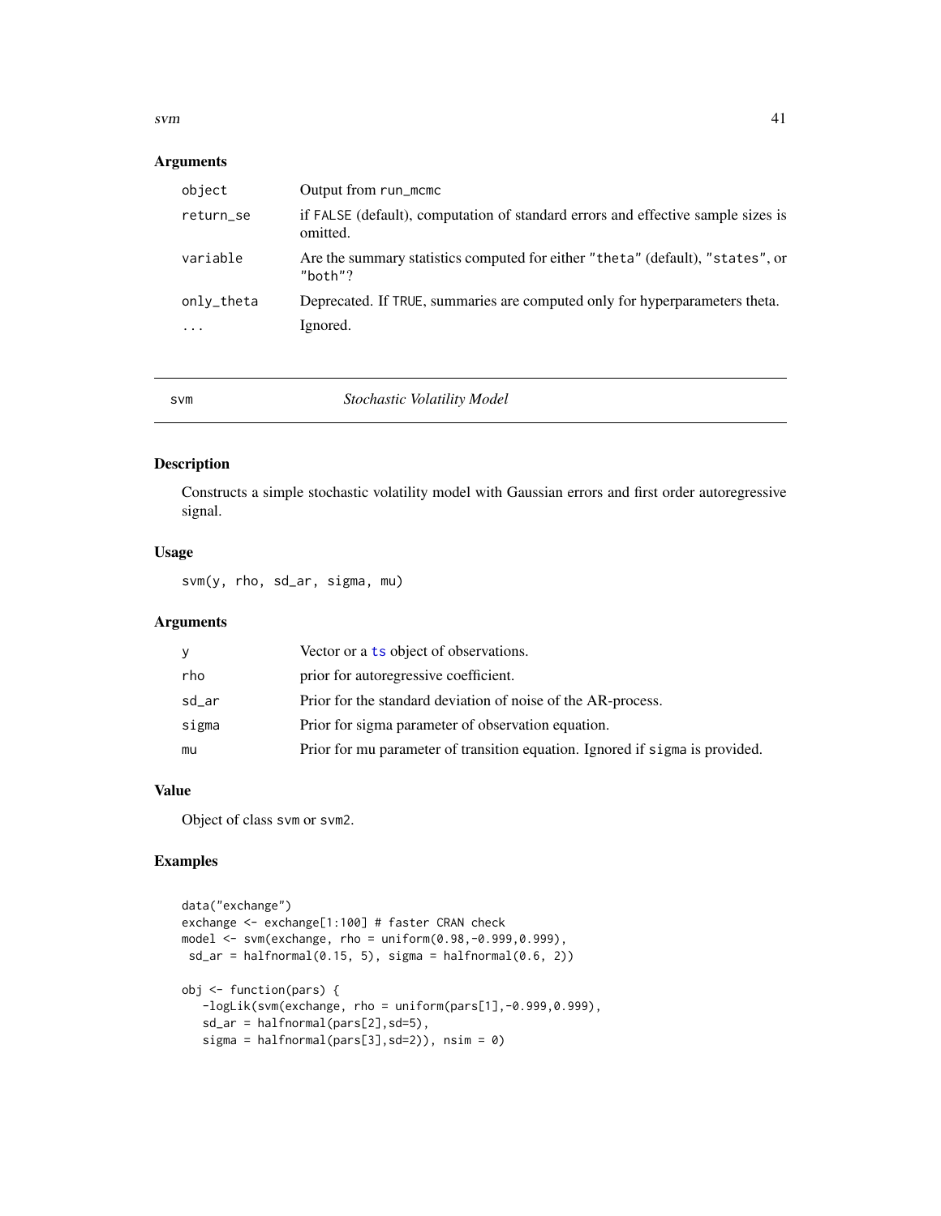### Arguments

| | |
|---|---|
| object | Output from run_mcmc |
| return_se | if FALSE (default), computation of standard errors and effective sample sizes is omitted. |
| variable | Are the summary statistics computed for either "theta" (default), "states", or "both"? |
| only_theta | Deprecated. If TRUE, summaries are computed only for hyperparameters theta. |
| ... | Ignored. |

---

## svm — *Stochastic Volatility Model*

### Description

Constructs a simple stochastic volatility model with Gaussian errors and first order autoregressive signal.

### Usage

```
svm(y, rho, sd_ar, sigma, mu)
```

### Arguments

| | |
|---|---|
| y | Vector or a ts object of observations. |
| rho | prior for autoregressive coefficient. |
| sd_ar | Prior for the standard deviation of noise of the AR-process. |
| sigma | Prior for sigma parameter of observation equation. |
| mu | Prior for mu parameter of transition equation. Ignored if sigma is provided. |

### Value

Object of class svm or svm2.

### Examples

```
data("exchange")
exchange <- exchange[1:100] # faster CRAN check
model <- svm(exchange, rho = uniform(0.98,-0.999,0.999),
 sd_ar = halfnormal(0.15, 5), sigma = halfnormal(0.6, 2))

obj <- function(pars) {
   -logLik(svm(exchange, rho = uniform(pars[1],-0.999,0.999),
   sd_ar = halfnormal(pars[2],sd=5),
   sigma = halfnormal(pars[3],sd=2)), nsim = 0)
```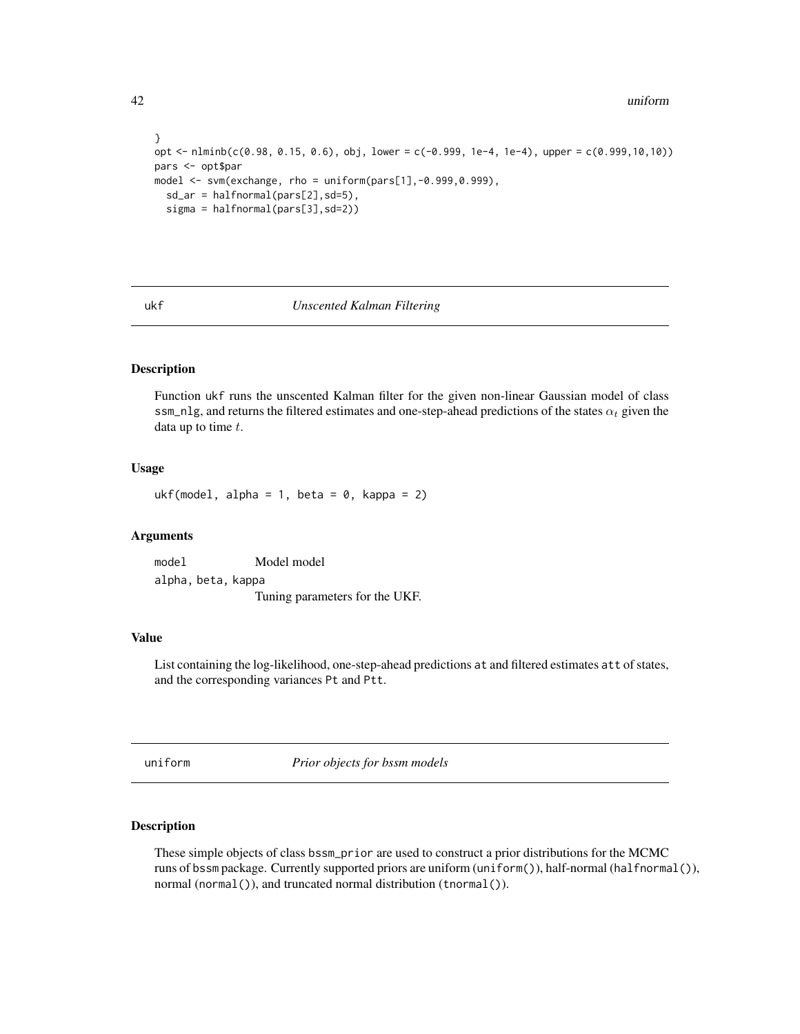```
}
opt <- nlminb(c(0.98, 0.15, 0.6), obj, lower = c(-0.999, 1e-4, 1e-4), upper = c(0.999,10,10))
pars <- opt$par
model <- svm(exchange, rho = uniform(pars[1],-0.999,0.999),
  sd_ar = halfnormal(pars[2],sd=5),
  sigma = halfnormal(pars[3],sd=2))
```

## ukf *Unscented Kalman Filtering*

### Description

Function ukf runs the unscented Kalman filter for the given non-linear Gaussian model of class ssm_nlg, and returns the filtered estimates and one-step-ahead predictions of the states $\alpha_t$ given the data up to time $t$.

### Usage

```
ukf(model, alpha = 1, beta = 0, kappa = 2)
```

### Arguments

| | |
|---|---|
| model | Model model |
| alpha, beta, kappa | Tuning parameters for the UKF. |

### Value

List containing the log-likelihood, one-step-ahead predictions at and filtered estimates att of states, and the corresponding variances Pt and Ptt.

## uniform *Prior objects for bssm models*

### Description

These simple objects of class bssm_prior are used to construct a prior distributions for the MCMC runs of bssm package. Currently supported priors are uniform (uniform()), half-normal (halfnormal()), normal (normal()), and truncated normal distribution (tnormal()).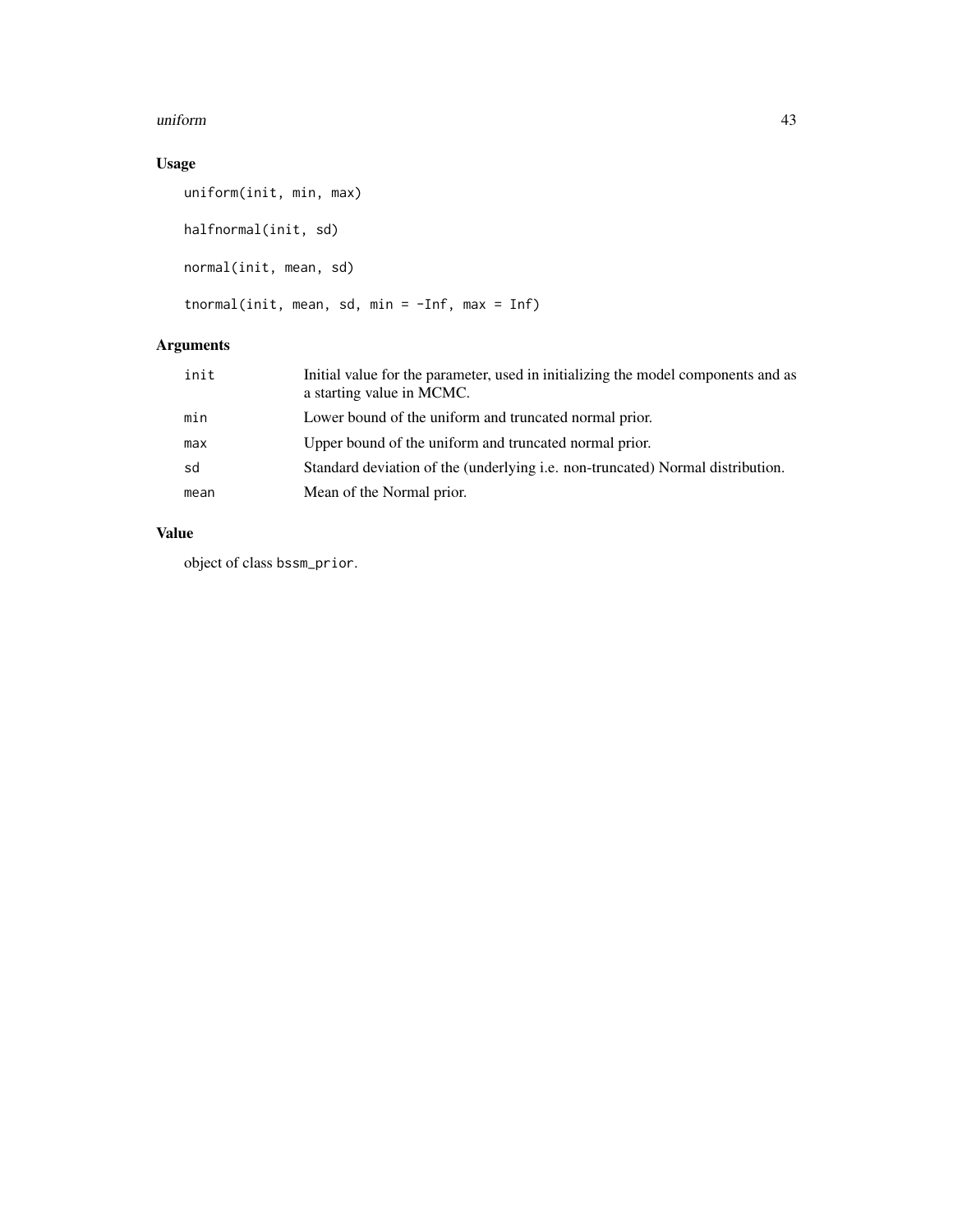## Usage

```
uniform(init, min, max)

halfnormal(init, sd)

normal(init, mean, sd)

tnormal(init, mean, sd, min = -Inf, max = Inf)
```

## Arguments

| | |
|---|---|
| init | Initial value for the parameter, used in initializing the model components and as a starting value in MCMC. |
| min | Lower bound of the uniform and truncated normal prior. |
| max | Upper bound of the uniform and truncated normal prior. |
| sd | Standard deviation of the (underlying i.e. non-truncated) Normal distribution. |
| mean | Mean of the Normal prior. |

## Value

object of class `bssm_prior`.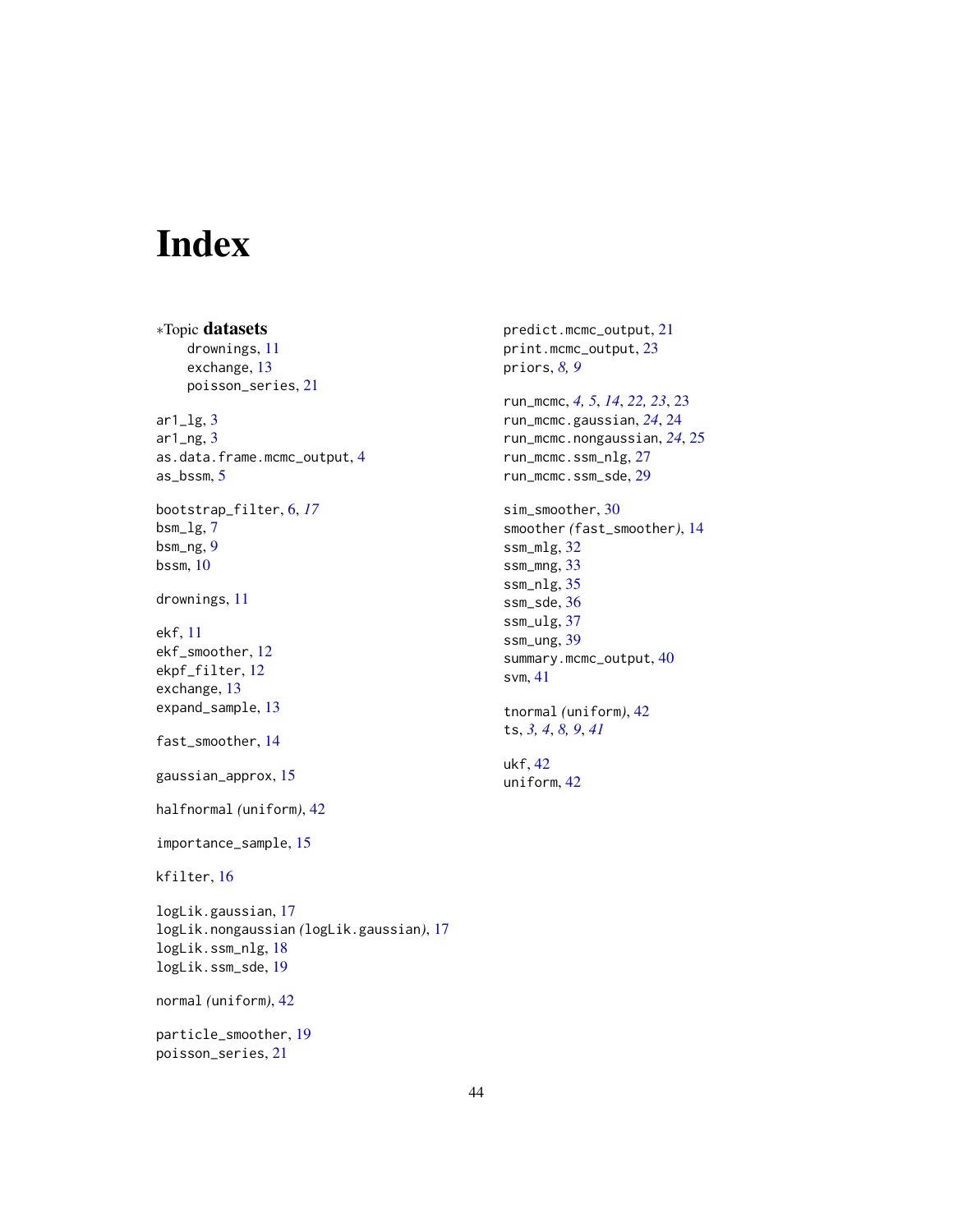# Index

*Topic **datasets**
- drownings, 11
- exchange, 13
- poisson_series, 21

ar1_lg, 3
ar1_ng, 3
as.data.frame.mcmc_output, 4
as_bssm, 5

bootstrap_filter, 6, *17*
bsm_lg, 7
bsm_ng, 9
bssm, 10

drownings, 11

ekf, 11
ekf_smoother, 12
ekpf_filter, 12
exchange, 13
expand_sample, 13

fast_smoother, 14

gaussian_approx, 15

halfnormal *(*uniform*)*, 42

importance_sample, 15

kfilter, 16

logLik.gaussian, 17
logLik.nongaussian *(*logLik.gaussian*)*, 17
logLik.ssm_nlg, 18
logLik.ssm_sde, 19

normal *(*uniform*)*, 42

particle_smoother, 19
poisson_series, 21

predict.mcmc_output, 21
print.mcmc_output, 23
priors, *8, 9*

run_mcmc, *4, 5*, *14*, *22, 23*, 23
run_mcmc.gaussian, *24*, 24
run_mcmc.nongaussian, *24*, 25
run_mcmc.ssm_nlg, 27
run_mcmc.ssm_sde, 29

sim_smoother, 30
smoother *(*fast_smoother*)*, 14
ssm_mlg, 32
ssm_mng, 33
ssm_nlg, 35
ssm_sde, 36
ssm_ulg, 37
ssm_ung, 39
summary.mcmc_output, 40
svm, 41

tnormal *(*uniform*)*, 42
ts, *3, 4*, *8, 9*, *41*

ukf, 42
uniform, 42